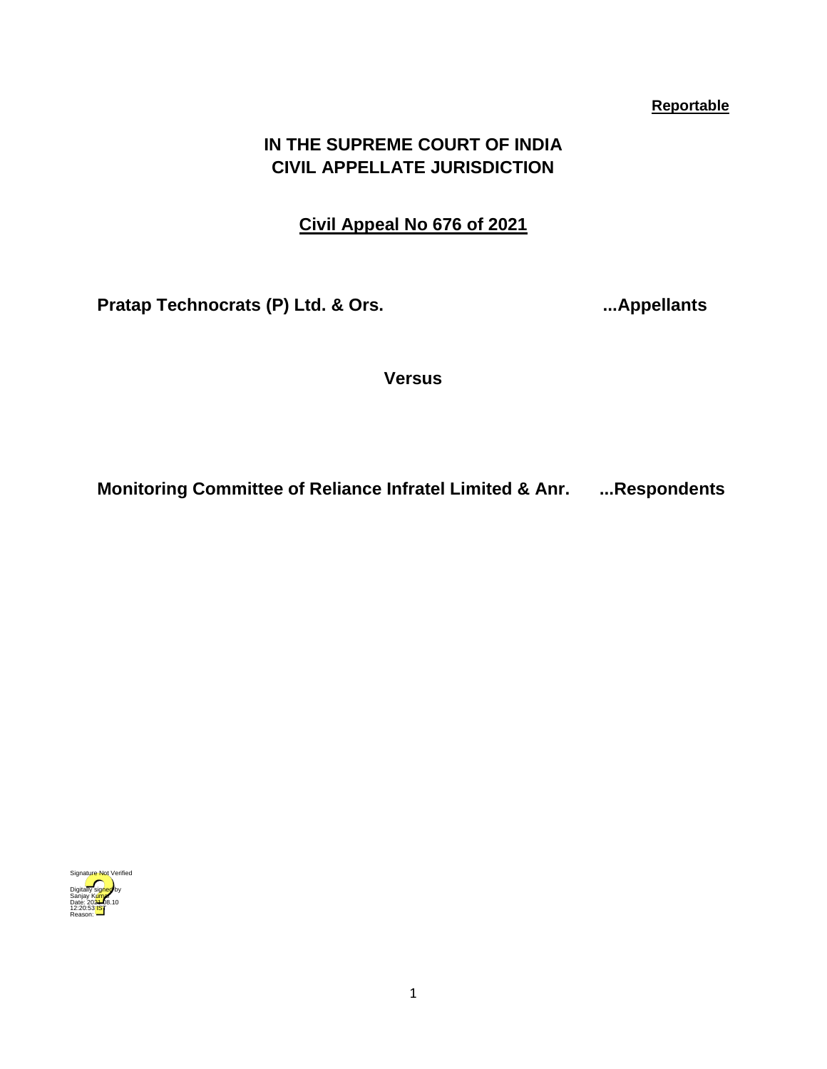**Reportable**

# IN THE SUPREME COURT OF INDIA
## CIVIL APPELLATE JURISDICTION

**Civil Appeal No 676 of 2021**

**Pratap Technocrats (P) Ltd. & Ors. ...Appellants**

**Versus**

**Monitoring Committee of Reliance Infratel Limited & Anr. ...Respondents**

Signature Not Verified
Digitally signed by Sanjay Kumar
Date: 2021.08.10
12:20:53 IST
Reason: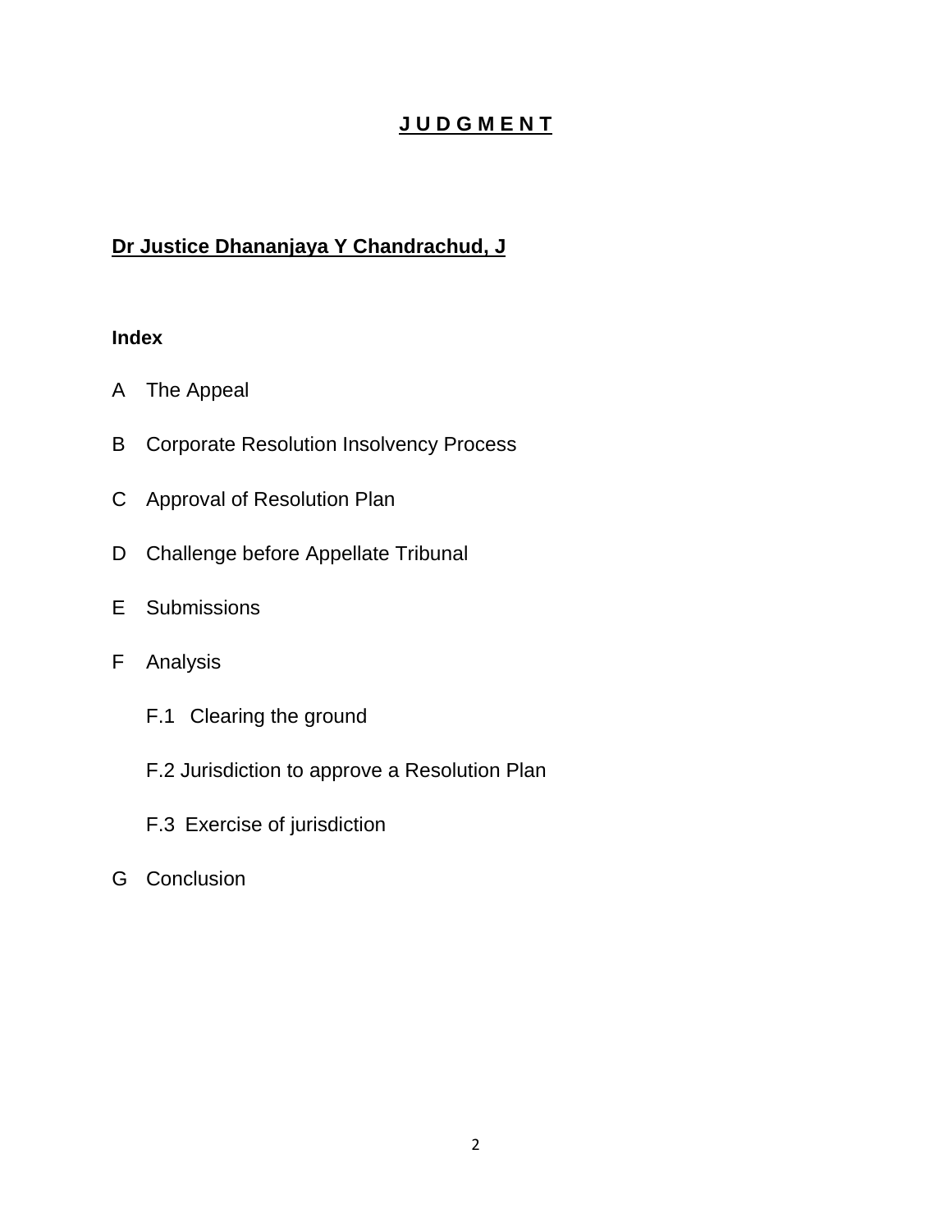# J U D G M E N T

**Dr Justice Dhananjaya Y Chandrachud, J**

**Index**

A The Appeal

B Corporate Resolution Insolvency Process

C Approval of Resolution Plan

D Challenge before Appellate Tribunal

E Submissions

F Analysis

- F.1 Clearing the ground
- F.2 Jurisdiction to approve a Resolution Plan
- F.3 Exercise of jurisdiction

G Conclusion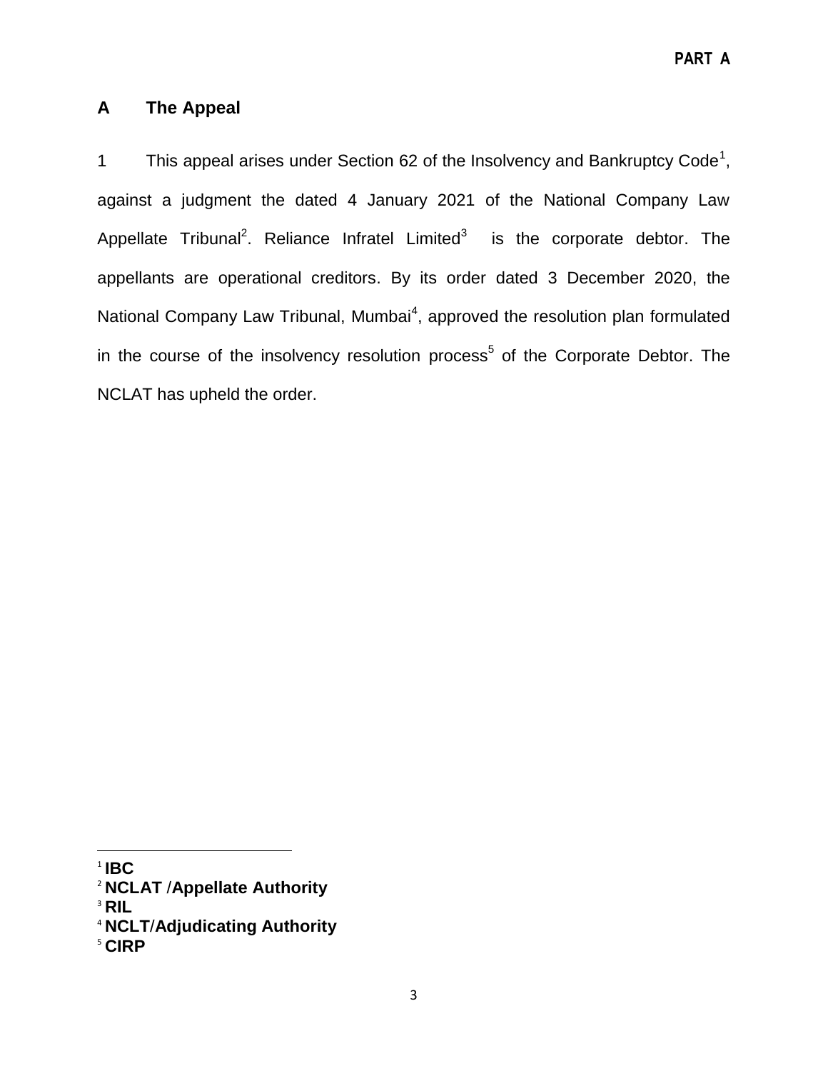## A The Appeal

1 This appeal arises under Section 62 of the Insolvency and Bankruptcy Code[1], against a judgment the dated 4 January 2021 of the National Company Law Appellate Tribunal[2]. Reliance Infratel Limited[3] is the corporate debtor. The appellants are operational creditors. By its order dated 3 December 2020, the National Company Law Tribunal, Mumbai[4], approved the resolution plan formulated in the course of the insolvency resolution process[5] of the Corporate Debtor. The NCLAT has upheld the order.

---

[1] **IBC**
[2] **NCLAT /Appellate Authority**
[3] **RIL**
[4] **NCLT/Adjudicating Authority**
[5] **CIRP**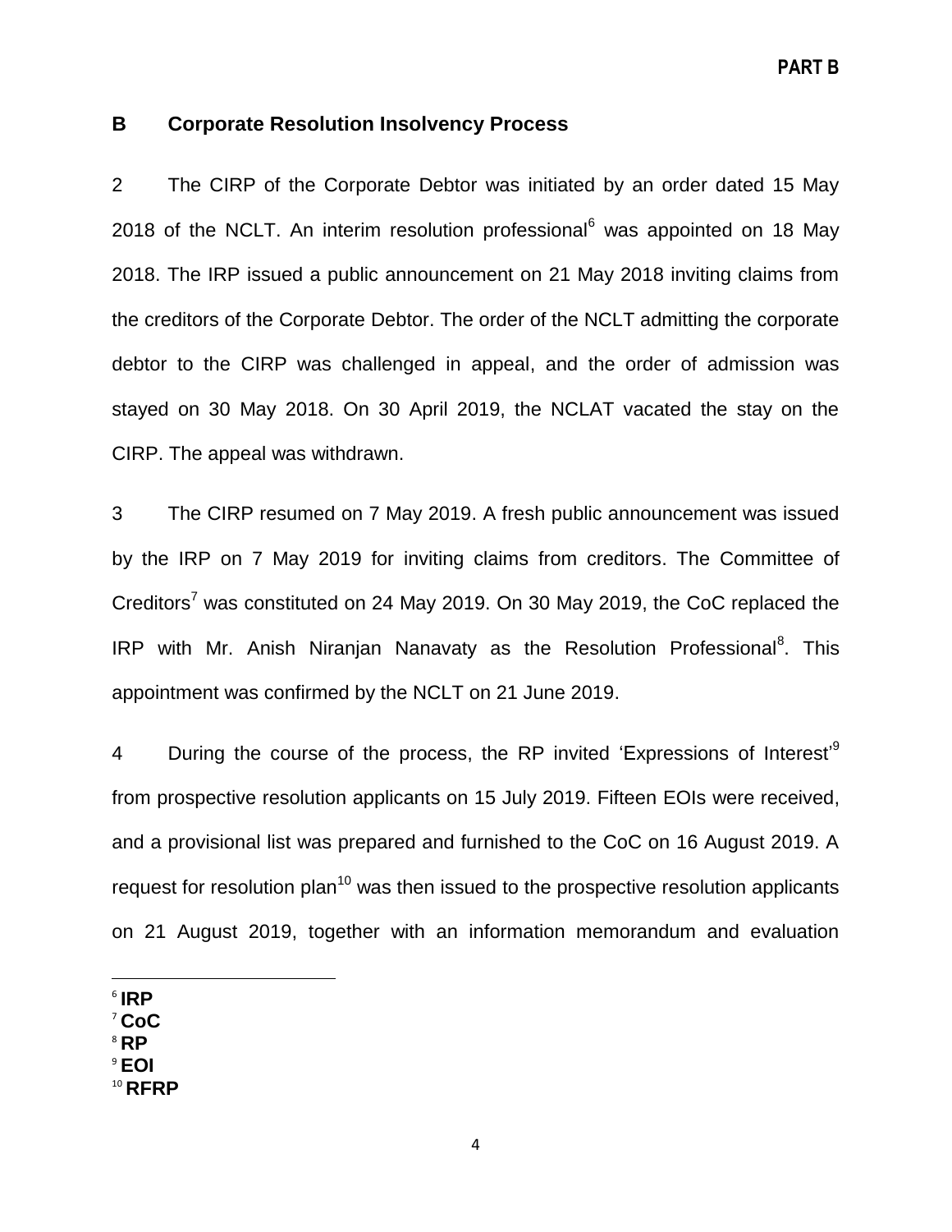## B Corporate Resolution Insolvency Process

2 The CIRP of the Corporate Debtor was initiated by an order dated 15 May 2018 of the NCLT. An interim resolution professional[6] was appointed on 18 May 2018. The IRP issued a public announcement on 21 May 2018 inviting claims from the creditors of the Corporate Debtor. The order of the NCLT admitting the corporate debtor to the CIRP was challenged in appeal, and the order of admission was stayed on 30 May 2018. On 30 April 2019, the NCLAT vacated the stay on the CIRP. The appeal was withdrawn.

3 The CIRP resumed on 7 May 2019. A fresh public announcement was issued by the IRP on 7 May 2019 for inviting claims from creditors. The Committee of Creditors[7] was constituted on 24 May 2019. On 30 May 2019, the CoC replaced the IRP with Mr. Anish Niranjan Nanavaty as the Resolution Professional[8]. This appointment was confirmed by the NCLT on 21 June 2019.

4 During the course of the process, the RP invited 'Expressions of Interest'[9] from prospective resolution applicants on 15 July 2019. Fifteen EOIs were received, and a provisional list was prepared and furnished to the CoC on 16 August 2019. A request for resolution plan[10] was then issued to the prospective resolution applicants on 21 August 2019, together with an information memorandum and evaluation

---

[6] **IRP**
[7] **CoC**
[8] **RP**
[9] **EOI**
[10] **RFRP**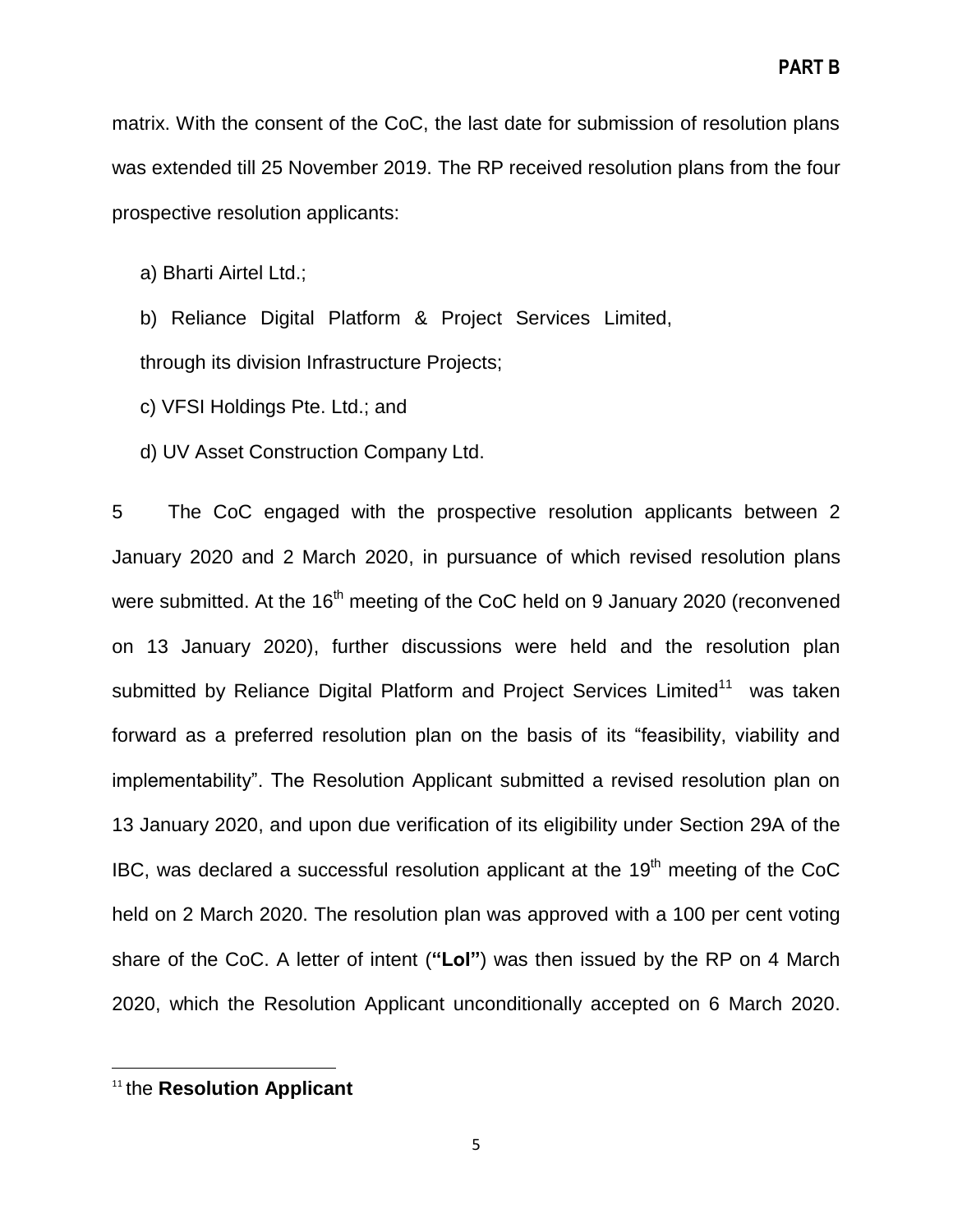matrix. With the consent of the CoC, the last date for submission of resolution plans was extended till 25 November 2019. The RP received resolution plans from the four prospective resolution applicants:

a) Bharti Airtel Ltd.;

b) Reliance Digital Platform & Project Services Limited, through its division Infrastructure Projects;

c) VFSI Holdings Pte. Ltd.; and

d) UV Asset Construction Company Ltd.

5 The CoC engaged with the prospective resolution applicants between 2 January 2020 and 2 March 2020, in pursuance of which revised resolution plans were submitted. At the 16th meeting of the CoC held on 9 January 2020 (reconvened on 13 January 2020), further discussions were held and the resolution plan submitted by Reliance Digital Platform and Project Services Limited[11] was taken forward as a preferred resolution plan on the basis of its "feasibility, viability and implementability". The Resolution Applicant submitted a revised resolution plan on 13 January 2020, and upon due verification of its eligibility under Section 29A of the IBC, was declared a successful resolution applicant at the 19th meeting of the CoC held on 2 March 2020. The resolution plan was approved with a 100 per cent voting share of the CoC. A letter of intent (**"LoI"**) was then issued by the RP on 4 March 2020, which the Resolution Applicant unconditionally accepted on 6 March 2020.

[11] the **Resolution Applicant**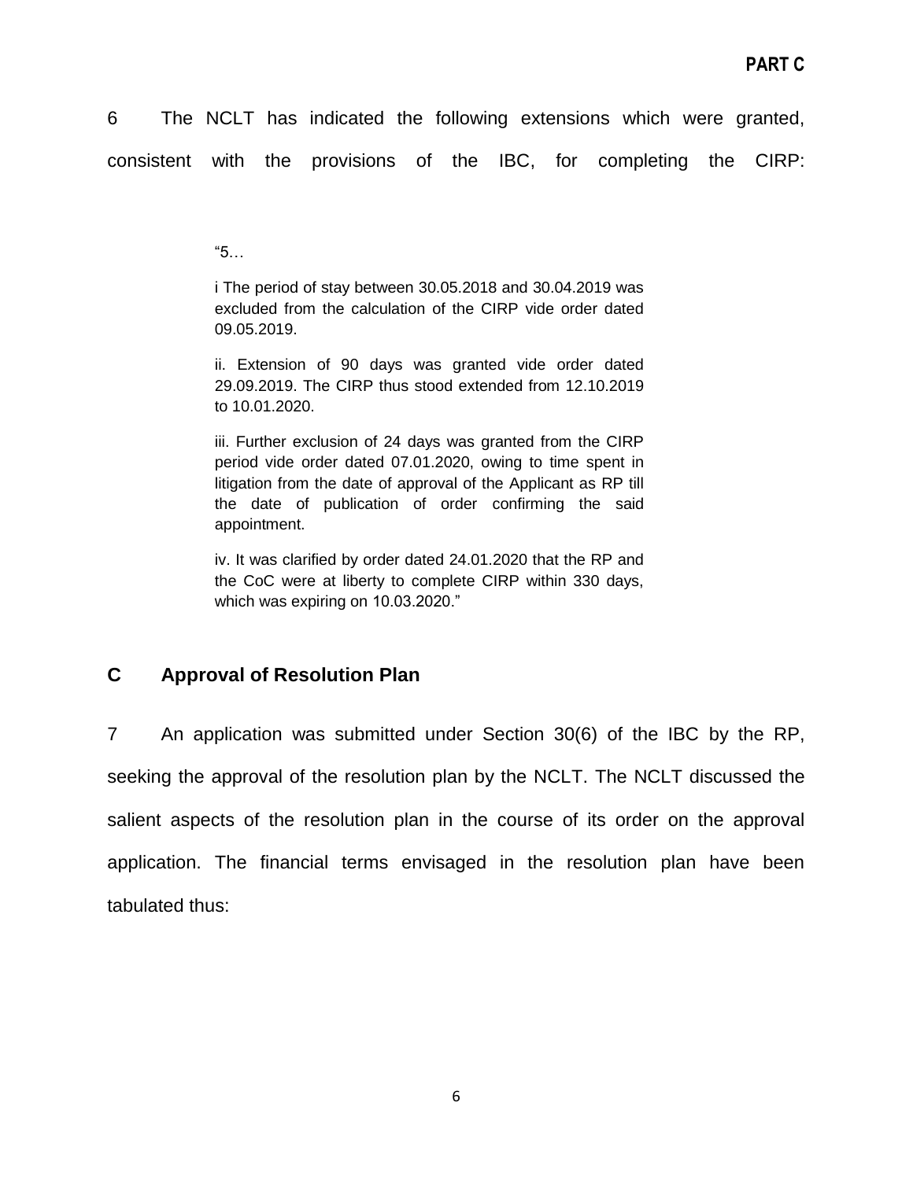6 The NCLT has indicated the following extensions which were granted, consistent with the provisions of the IBC, for completing the CIRP:

> "5…
>
> i The period of stay between 30.05.2018 and 30.04.2019 was excluded from the calculation of the CIRP vide order dated 09.05.2019.
>
> ii. Extension of 90 days was granted vide order dated 29.09.2019. The CIRP thus stood extended from 12.10.2019 to 10.01.2020.
>
> iii. Further exclusion of 24 days was granted from the CIRP period vide order dated 07.01.2020, owing to time spent in litigation from the date of approval of the Applicant as RP till the date of publication of order confirming the said appointment.
>
> iv. It was clarified by order dated 24.01.2020 that the RP and the CoC were at liberty to complete CIRP within 330 days, which was expiring on 10.03.2020."

## C Approval of Resolution Plan

7 An application was submitted under Section 30(6) of the IBC by the RP, seeking the approval of the resolution plan by the NCLT. The NCLT discussed the salient aspects of the resolution plan in the course of its order on the approval application. The financial terms envisaged in the resolution plan have been tabulated thus: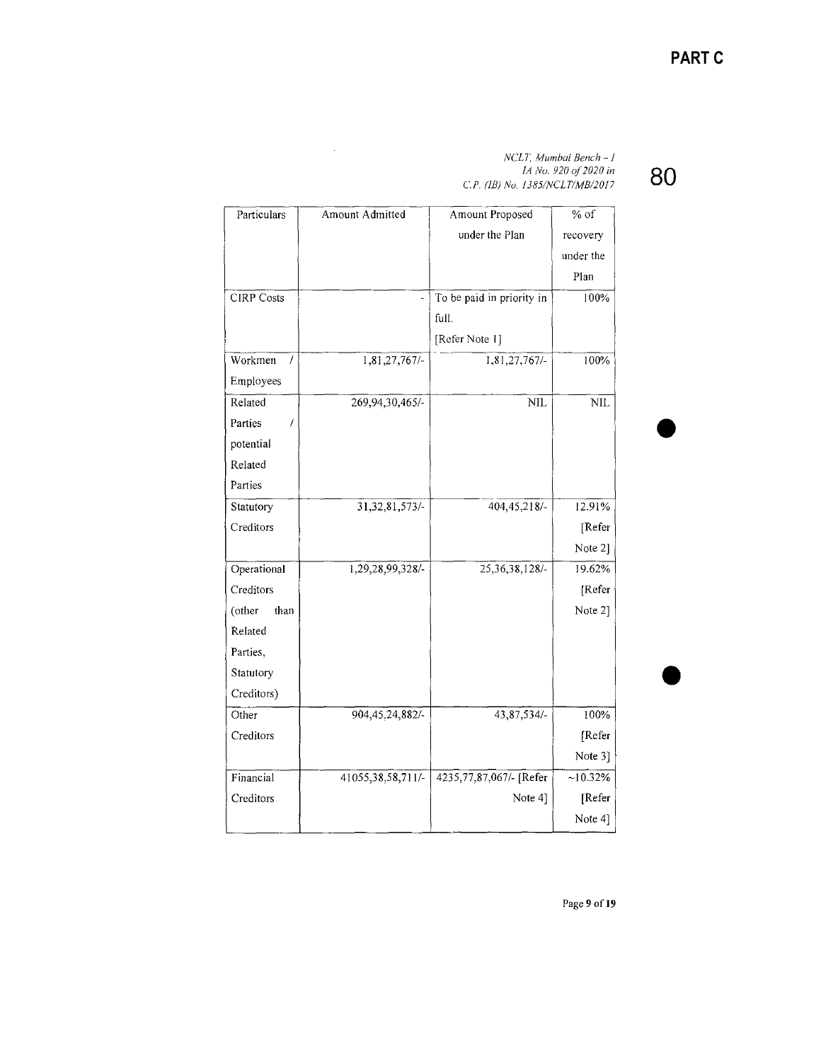| Particulars | Amount Admitted | Amount Proposed under the Plan | % of recovery under the Plan |
|---|---|---|---|
| CIRP Costs | - | To be paid in priority in full. [Refer Note 1] | 100% |
| Workmen / Employees | 1,81,27,767/- | 1,81,27,767/- | 100% |
| Related Parties / potential Related Parties | 269,94,30,465/- | NIL | NIL |
| Statutory Creditors | 31,32,81,573/- | 404,45,218/- | 12.91% [Refer Note 2] |
| Operational Creditors (other than Related Parties, Statutory Creditors) | 1,29,28,99,328/- | 25,36,38,128/- | 19.62% [Refer Note 2] |
| Other Creditors | 904,45,24,882/- | 43,87,534/- | 100% [Refer Note 3] |
| Financial Creditors | 41055,38,58,711/- | 4235,77,87,067/- [Refer Note 4] | ~10.32% [Refer Note 4] |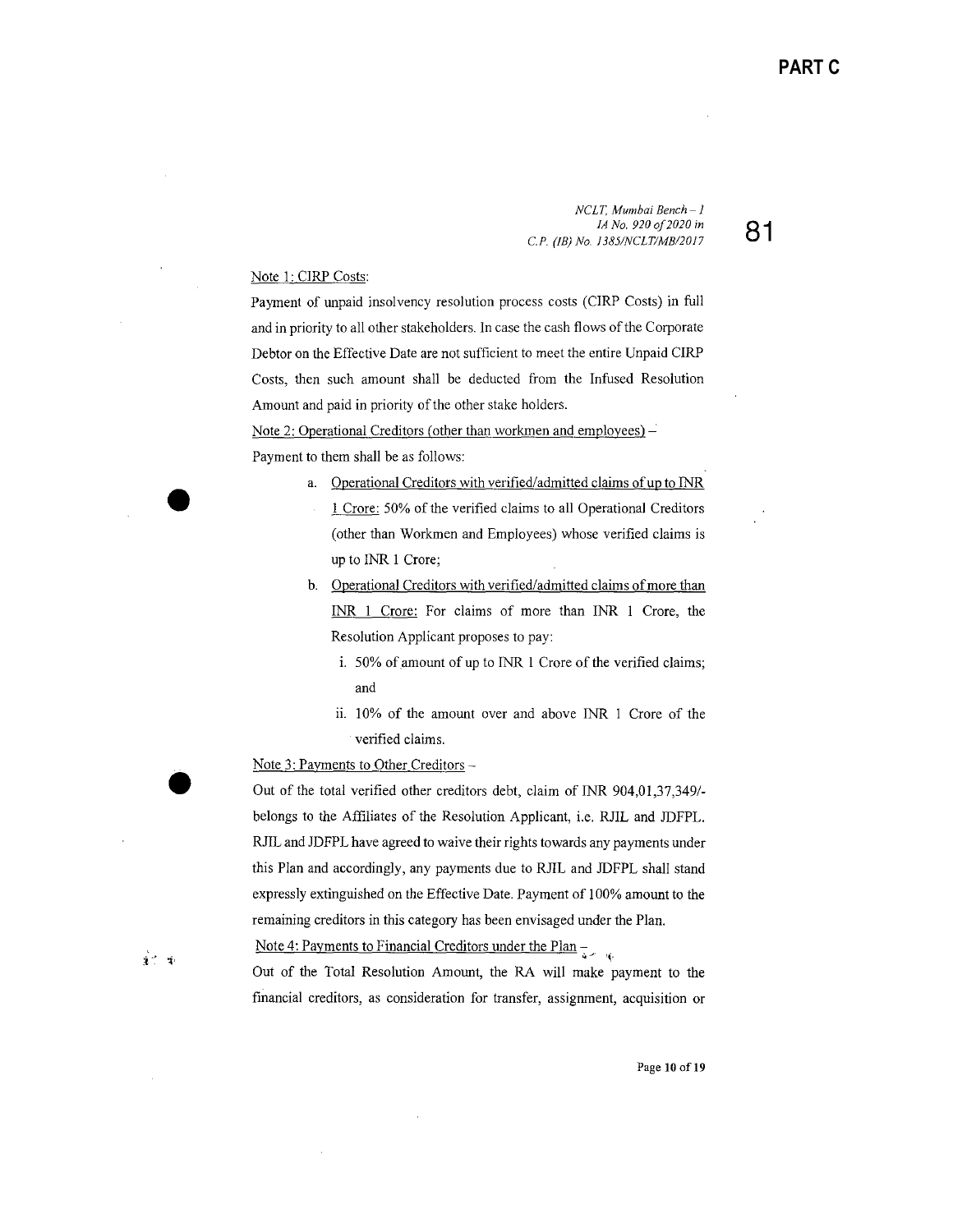Note 1: CIRP Costs:

Payment of unpaid insolvency resolution process costs (CIRP Costs) in full and in priority to all other stakeholders. In case the cash flows of the Corporate Debtor on the Effective Date are not sufficient to meet the entire Unpaid CIRP Costs, then such amount shall be deducted from the Infused Resolution Amount and paid in priority of the other stake holders.

Note 2: Operational Creditors (other than workmen and employees) –

Payment to them shall be as follows:

a. Operational Creditors with verified/admitted claims of up to INR 1 Crore: 50% of the verified claims to all Operational Creditors (other than Workmen and Employees) whose verified claims is up to INR 1 Crore;

b. Operational Creditors with verified/admitted claims of more than INR 1 Crore: For claims of more than INR 1 Crore, the Resolution Applicant proposes to pay:

   i. 50% of amount of up to INR 1 Crore of the verified claims; and

   ii. 10% of the amount over and above INR 1 Crore of the verified claims.

Note 3: Payments to Other Creditors –

Out of the total verified other creditors debt, claim of INR 904,01,37,349/- belongs to the Affiliates of the Resolution Applicant, i.e. RJIL and JDFPL. RJIL and JDFPL have agreed to waive their rights towards any payments under this Plan and accordingly, any payments due to RJIL and JDFPL shall stand expressly extinguished on the Effective Date. Payment of 100% amount to the remaining creditors in this category has been envisaged under the Plan.

Note 4: Payments to Financial Creditors under the Plan –

Out of the Total Resolution Amount, the RA will make payment to the financial creditors, as consideration for transfer, assignment, acquisition or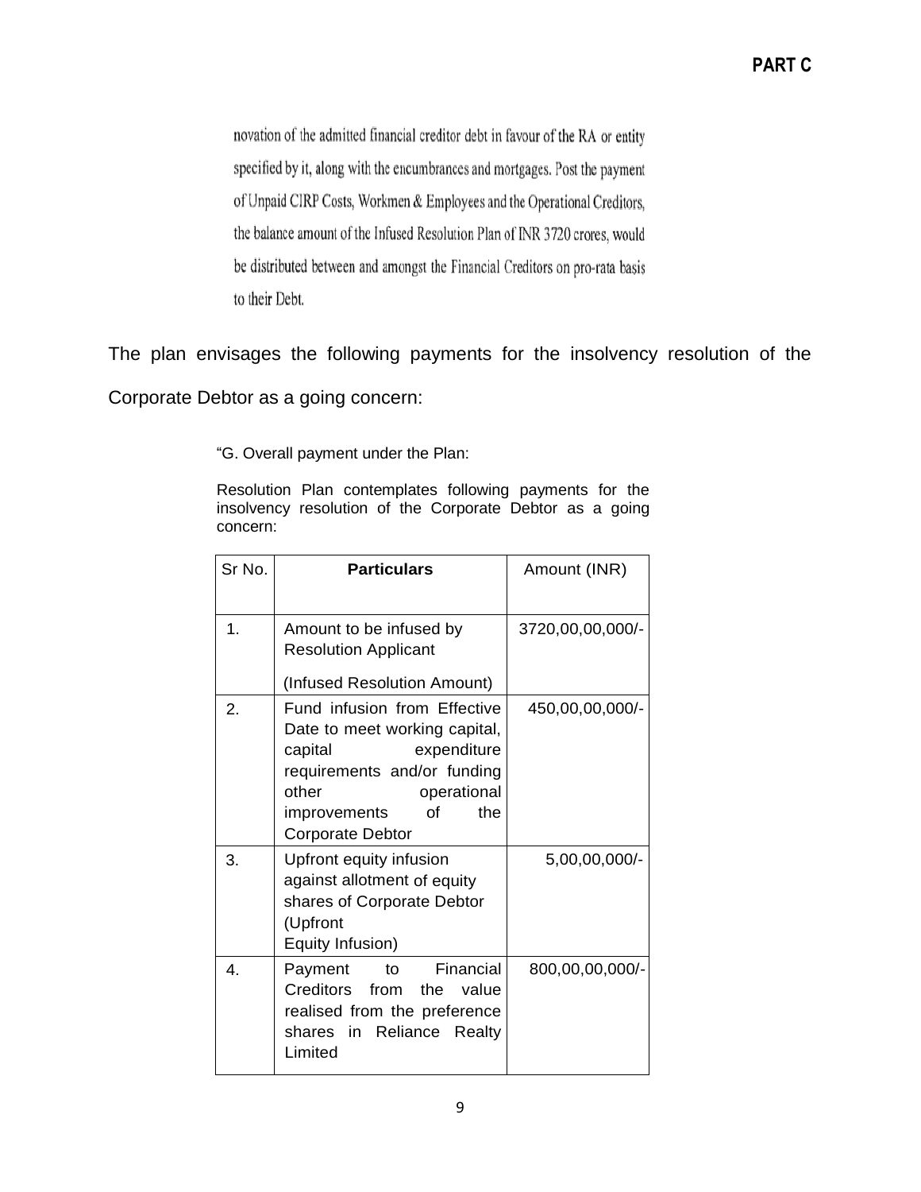**PART C**

> novation of the admitted financial creditor debt in favour of the RA or entity specified by it, along with the encumbrances and mortgages. Post the payment of Unpaid CIRP Costs, Workmen & Employees and the Operational Creditors, the balance amount of the Infused Resolution Plan of INR 3720 crores, would be distributed between and amongst the Financial Creditors on pro-rata basis to their Debt.

The plan envisages the following payments for the insolvency resolution of the Corporate Debtor as a going concern:

> "G. Overall payment under the Plan:
>
> Resolution Plan contemplates following payments for the insolvency resolution of the Corporate Debtor as a going concern:

| Sr No. | **Particulars** | Amount (INR) |
|---|---|---|
| 1. | Amount to be infused by Resolution Applicant (Infused Resolution Amount) | 3720,00,00,000/- |
| 2. | Fund infusion from Effective Date to meet working capital, capital expenditure requirements and/or funding other operational improvements of the Corporate Debtor | 450,00,00,000/- |
| 3. | Upfront equity infusion against allotment of equity shares of Corporate Debtor (Upfront Equity Infusion) | 5,00,00,000/- |
| 4. | Payment to Financial Creditors from the value realised from the preference shares in Reliance Realty Limited | 800,00,00,000/- |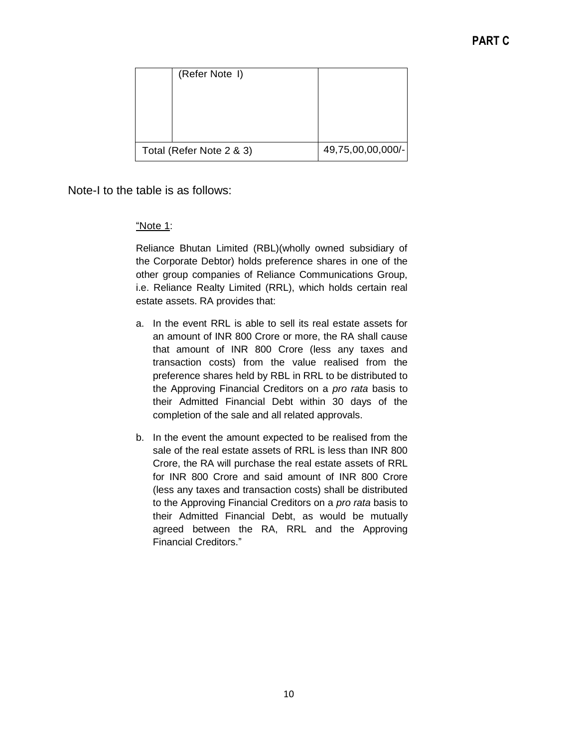## PART C

| | | |
|---|---|---|
| | (Refer Note I) | |
| Total (Refer Note 2 & 3) | | 49,75,00,00,000/- |

Note-I to the table is as follows:

"Note 1:

Reliance Bhutan Limited (RBL)(wholly owned subsidiary of the Corporate Debtor) holds preference shares in one of the other group companies of Reliance Communications Group, i.e. Reliance Realty Limited (RRL), which holds certain real estate assets. RA provides that:

a. In the event RRL is able to sell its real estate assets for an amount of INR 800 Crore or more, the RA shall cause that amount of INR 800 Crore (less any taxes and transaction costs) from the value realised from the preference shares held by RBL in RRL to be distributed to the Approving Financial Creditors on a *pro rata* basis to their Admitted Financial Debt within 30 days of the completion of the sale and all related approvals.

b. In the event the amount expected to be realised from the sale of the real estate assets of RRL is less than INR 800 Crore, the RA will purchase the real estate assets of RRL for INR 800 Crore and said amount of INR 800 Crore (less any taxes and transaction costs) shall be distributed to the Approving Financial Creditors on a *pro rata* basis to their Admitted Financial Debt, as would be mutually agreed between the RA, RRL and the Approving Financial Creditors."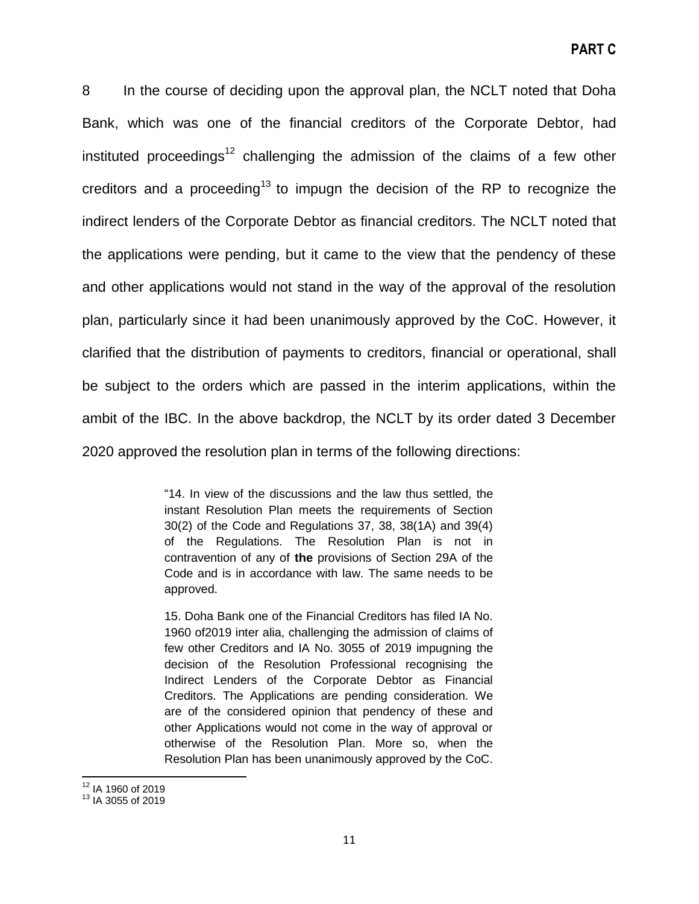8 In the course of deciding upon the approval plan, the NCLT noted that Doha Bank, which was one of the financial creditors of the Corporate Debtor, had instituted proceedings[12] challenging the admission of the claims of a few other creditors and a proceeding[13] to impugn the decision of the RP to recognize the indirect lenders of the Corporate Debtor as financial creditors. The NCLT noted that the applications were pending, but it came to the view that the pendency of these and other applications would not stand in the way of the approval of the resolution plan, particularly since it had been unanimously approved by the CoC. However, it clarified that the distribution of payments to creditors, financial or operational, shall be subject to the orders which are passed in the interim applications, within the ambit of the IBC. In the above backdrop, the NCLT by its order dated 3 December 2020 approved the resolution plan in terms of the following directions:

> "14. In view of the discussions and the law thus settled, the instant Resolution Plan meets the requirements of Section 30(2) of the Code and Regulations 37, 38, 38(1A) and 39(4) of the Regulations. The Resolution Plan is not in contravention of any of **the** provisions of Section 29A of the Code and is in accordance with law. The same needs to be approved.
>
> 15. Doha Bank one of the Financial Creditors has filed IA No. 1960 of2019 inter alia, challenging the admission of claims of few other Creditors and IA No. 3055 of 2019 impugning the decision of the Resolution Professional recognising the Indirect Lenders of the Corporate Debtor as Financial Creditors. The Applications are pending consideration. We are of the considered opinion that pendency of these and other Applications would not come in the way of approval or otherwise of the Resolution Plan. More so, when the Resolution Plan has been unanimously approved by the CoC.

[12] IA 1960 of 2019
[13] IA 3055 of 2019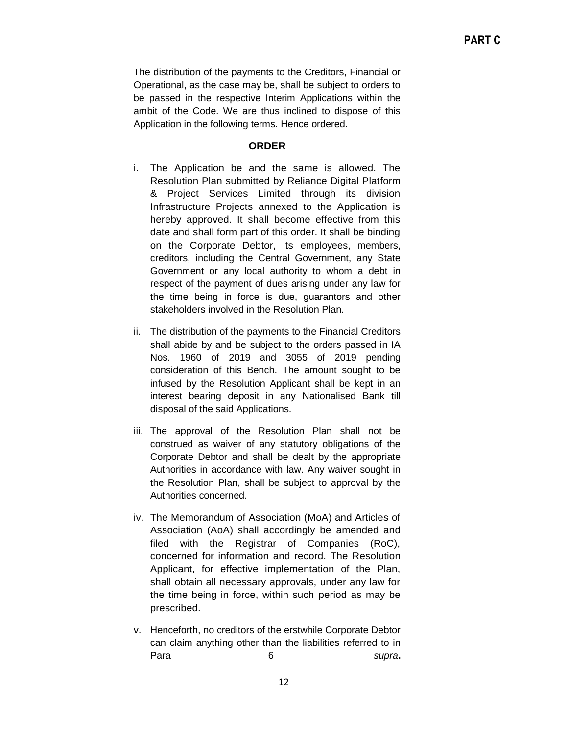The distribution of the payments to the Creditors, Financial or Operational, as the case may be, shall be subject to orders to be passed in the respective Interim Applications within the ambit of the Code. We are thus inclined to dispose of this Application in the following terms. Hence ordered.

**ORDER**

i. The Application be and the same is allowed. The Resolution Plan submitted by Reliance Digital Platform & Project Services Limited through its division Infrastructure Projects annexed to the Application is hereby approved. It shall become effective from this date and shall form part of this order. It shall be binding on the Corporate Debtor, its employees, members, creditors, including the Central Government, any State Government or any local authority to whom a debt in respect of the payment of dues arising under any law for the time being in force is due, guarantors and other stakeholders involved in the Resolution Plan.

ii. The distribution of the payments to the Financial Creditors shall abide by and be subject to the orders passed in IA Nos. 1960 of 2019 and 3055 of 2019 pending consideration of this Bench. The amount sought to be infused by the Resolution Applicant shall be kept in an interest bearing deposit in any Nationalised Bank till disposal of the said Applications.

iii. The approval of the Resolution Plan shall not be construed as waiver of any statutory obligations of the Corporate Debtor and shall be dealt by the appropriate Authorities in accordance with law. Any waiver sought in the Resolution Plan, shall be subject to approval by the Authorities concerned.

iv. The Memorandum of Association (MoA) and Articles of Association (AoA) shall accordingly be amended and filed with the Registrar of Companies (RoC), concerned for information and record. The Resolution Applicant, for effective implementation of the Plan, shall obtain all necessary approvals, under any law for the time being in force, within such period as may be prescribed.

v. Henceforth, no creditors of the erstwhile Corporate Debtor can claim anything other than the liabilities referred to in Para 6 *supra***.**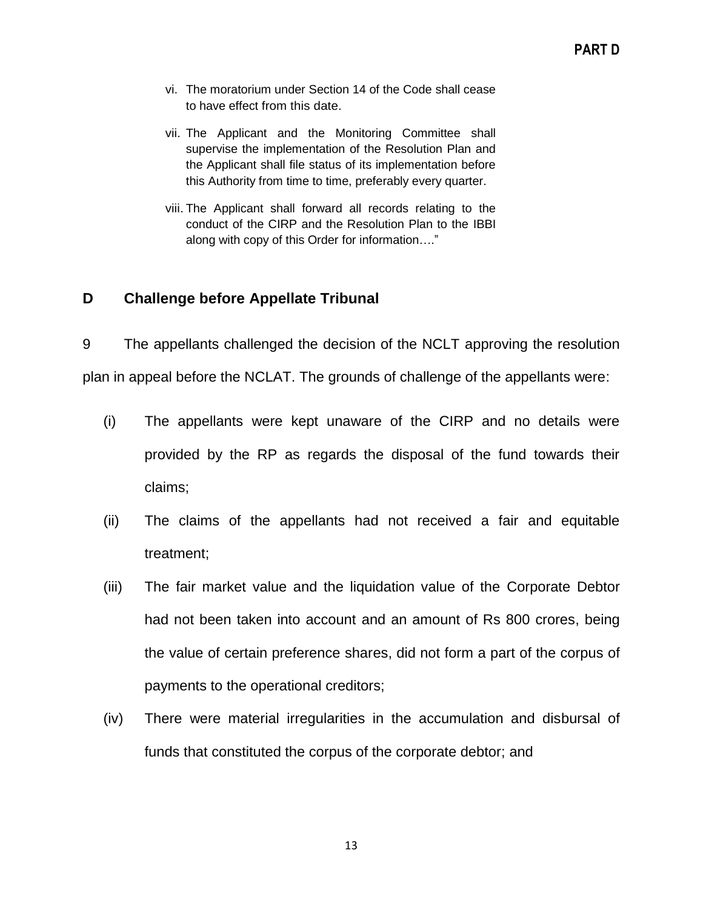vi. The moratorium under Section 14 of the Code shall cease to have effect from this date.

vii. The Applicant and the Monitoring Committee shall supervise the implementation of the Resolution Plan and the Applicant shall file status of its implementation before this Authority from time to time, preferably every quarter.

viii. The Applicant shall forward all records relating to the conduct of the CIRP and the Resolution Plan to the IBBI along with copy of this Order for information…."

## D Challenge before Appellate Tribunal

9 The appellants challenged the decision of the NCLT approving the resolution plan in appeal before the NCLAT. The grounds of challenge of the appellants were:

(i) The appellants were kept unaware of the CIRP and no details were provided by the RP as regards the disposal of the fund towards their claims;

(ii) The claims of the appellants had not received a fair and equitable treatment;

(iii) The fair market value and the liquidation value of the Corporate Debtor had not been taken into account and an amount of Rs 800 crores, being the value of certain preference shares, did not form a part of the corpus of payments to the operational creditors;

(iv) There were material irregularities in the accumulation and disbursal of funds that constituted the corpus of the corporate debtor; and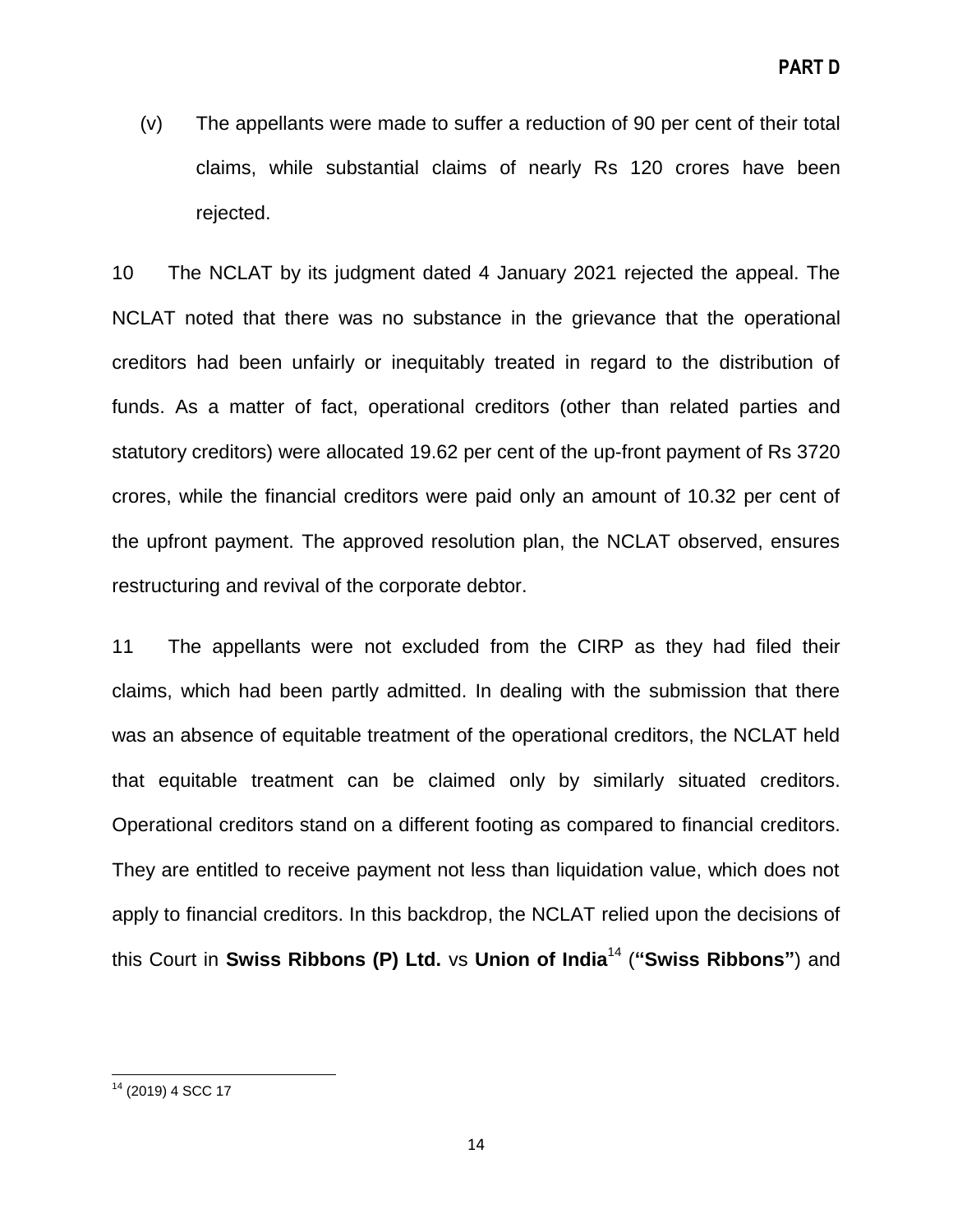(v) The appellants were made to suffer a reduction of 90 per cent of their total claims, while substantial claims of nearly Rs 120 crores have been rejected.

10 The NCLAT by its judgment dated 4 January 2021 rejected the appeal. The NCLAT noted that there was no substance in the grievance that the operational creditors had been unfairly or inequitably treated in regard to the distribution of funds. As a matter of fact, operational creditors (other than related parties and statutory creditors) were allocated 19.62 per cent of the up-front payment of Rs 3720 crores, while the financial creditors were paid only an amount of 10.32 per cent of the upfront payment. The approved resolution plan, the NCLAT observed, ensures restructuring and revival of the corporate debtor.

11 The appellants were not excluded from the CIRP as they had filed their claims, which had been partly admitted. In dealing with the submission that there was an absence of equitable treatment of the operational creditors, the NCLAT held that equitable treatment can be claimed only by similarly situated creditors. Operational creditors stand on a different footing as compared to financial creditors. They are entitled to receive payment not less than liquidation value, which does not apply to financial creditors. In this backdrop, the NCLAT relied upon the decisions of this Court in **Swiss Ribbons (P) Ltd.** vs **Union of India**[14] (**"Swiss Ribbons"**) and

[14] (2019) 4 SCC 17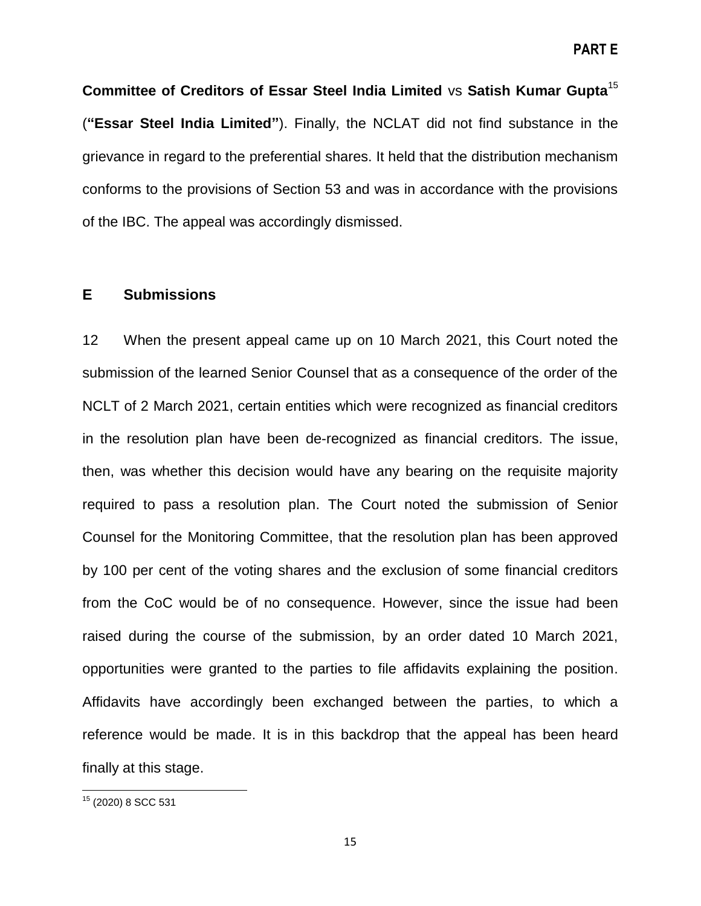**Committee of Creditors of Essar Steel India Limited** vs **Satish Kumar Gupta**[15] (**"Essar Steel India Limited"**). Finally, the NCLAT did not find substance in the grievance in regard to the preferential shares. It held that the distribution mechanism conforms to the provisions of Section 53 and was in accordance with the provisions of the IBC. The appeal was accordingly dismissed.

## E Submissions

12 When the present appeal came up on 10 March 2021, this Court noted the submission of the learned Senior Counsel that as a consequence of the order of the NCLT of 2 March 2021, certain entities which were recognized as financial creditors in the resolution plan have been de-recognized as financial creditors. The issue, then, was whether this decision would have any bearing on the requisite majority required to pass a resolution plan. The Court noted the submission of Senior Counsel for the Monitoring Committee, that the resolution plan has been approved by 100 per cent of the voting shares and the exclusion of some financial creditors from the CoC would be of no consequence. However, since the issue had been raised during the course of the submission, by an order dated 10 March 2021, opportunities were granted to the parties to file affidavits explaining the position. Affidavits have accordingly been exchanged between the parties, to which a reference would be made. It is in this backdrop that the appeal has been heard finally at this stage.

[15] (2020) 8 SCC 531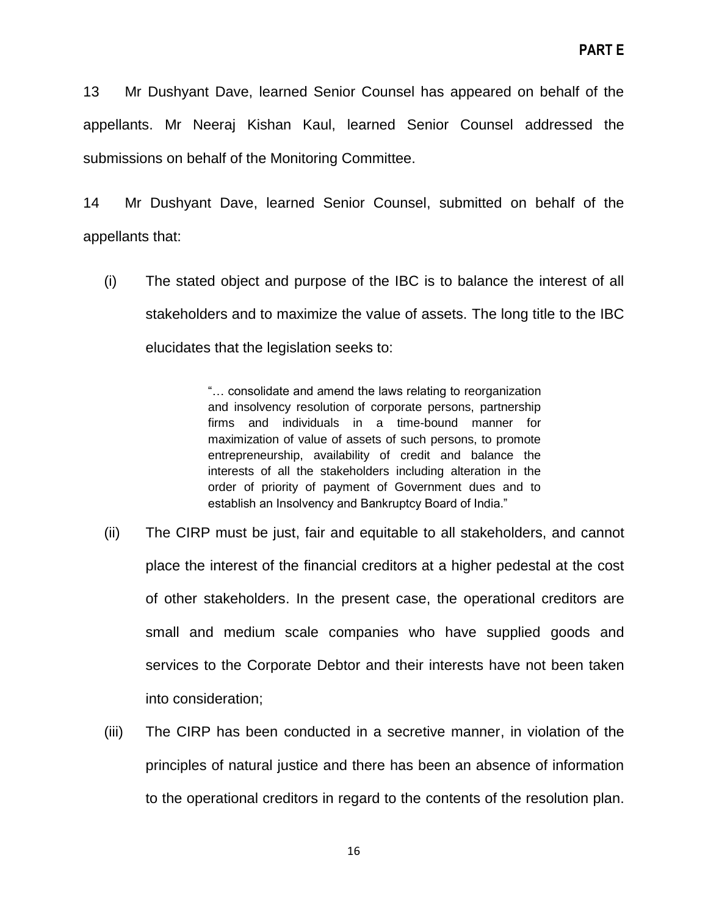13 Mr Dushyant Dave, learned Senior Counsel has appeared on behalf of the appellants. Mr Neeraj Kishan Kaul, learned Senior Counsel addressed the submissions on behalf of the Monitoring Committee.

14 Mr Dushyant Dave, learned Senior Counsel, submitted on behalf of the appellants that:

(i) The stated object and purpose of the IBC is to balance the interest of all stakeholders and to maximize the value of assets. The long title to the IBC elucidates that the legislation seeks to:

> "… consolidate and amend the laws relating to reorganization and insolvency resolution of corporate persons, partnership firms and individuals in a time-bound manner for maximization of value of assets of such persons, to promote entrepreneurship, availability of credit and balance the interests of all the stakeholders including alteration in the order of priority of payment of Government dues and to establish an Insolvency and Bankruptcy Board of India."

(ii) The CIRP must be just, fair and equitable to all stakeholders, and cannot place the interest of the financial creditors at a higher pedestal at the cost of other stakeholders. In the present case, the operational creditors are small and medium scale companies who have supplied goods and services to the Corporate Debtor and their interests have not been taken into consideration;

(iii) The CIRP has been conducted in a secretive manner, in violation of the principles of natural justice and there has been an absence of information to the operational creditors in regard to the contents of the resolution plan.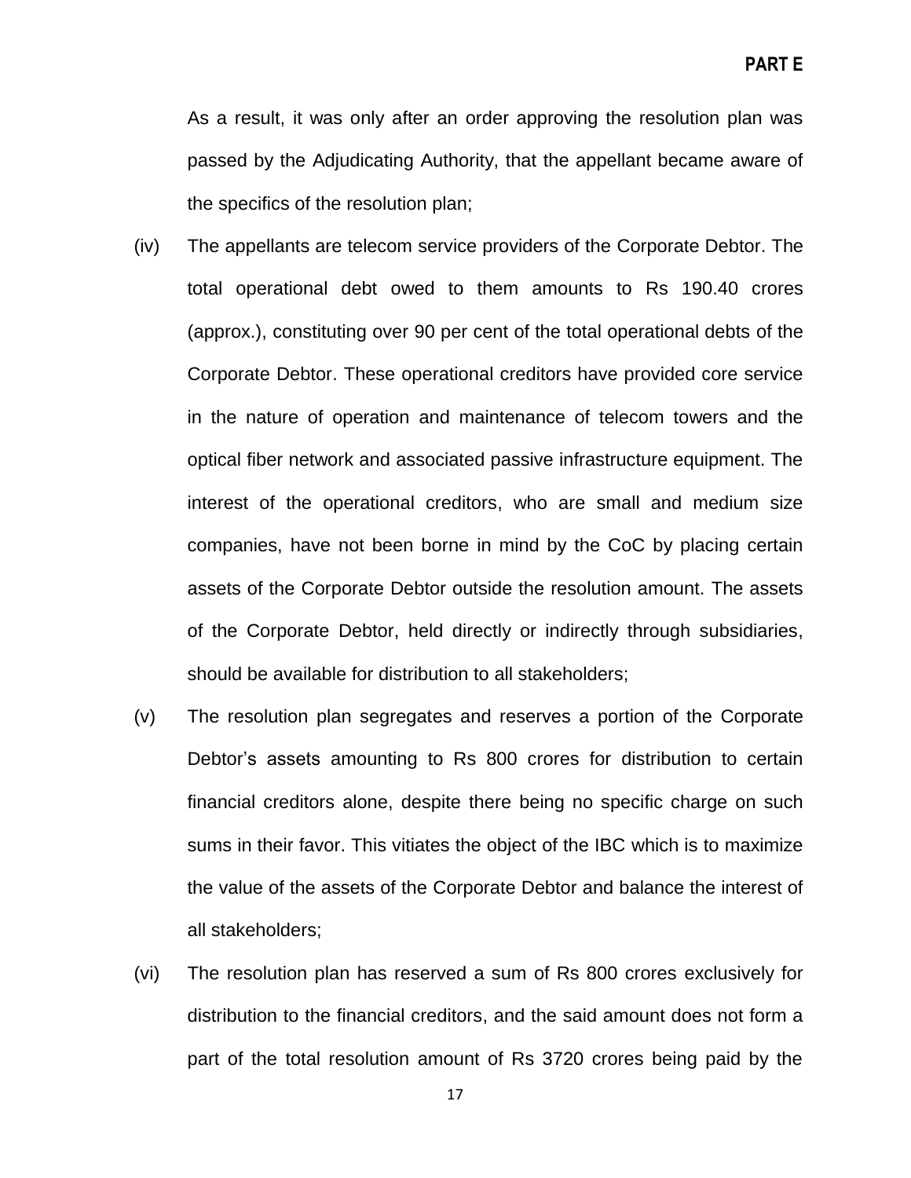As a result, it was only after an order approving the resolution plan was passed by the Adjudicating Authority, that the appellant became aware of the specifics of the resolution plan;

(iv) The appellants are telecom service providers of the Corporate Debtor. The total operational debt owed to them amounts to Rs 190.40 crores (approx.), constituting over 90 per cent of the total operational debts of the Corporate Debtor. These operational creditors have provided core service in the nature of operation and maintenance of telecom towers and the optical fiber network and associated passive infrastructure equipment. The interest of the operational creditors, who are small and medium size companies, have not been borne in mind by the CoC by placing certain assets of the Corporate Debtor outside the resolution amount. The assets of the Corporate Debtor, held directly or indirectly through subsidiaries, should be available for distribution to all stakeholders;

(v) The resolution plan segregates and reserves a portion of the Corporate Debtor's assets amounting to Rs 800 crores for distribution to certain financial creditors alone, despite there being no specific charge on such sums in their favor. This vitiates the object of the IBC which is to maximize the value of the assets of the Corporate Debtor and balance the interest of all stakeholders;

(vi) The resolution plan has reserved a sum of Rs 800 crores exclusively for distribution to the financial creditors, and the said amount does not form a part of the total resolution amount of Rs 3720 crores being paid by the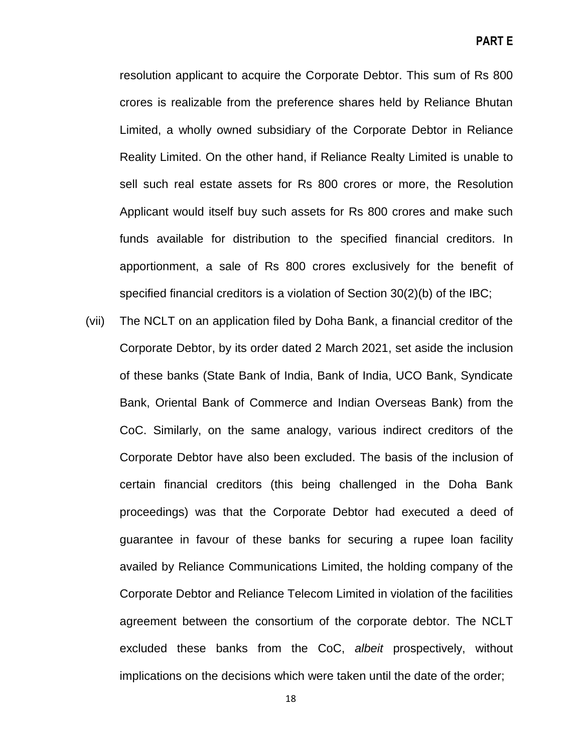resolution applicant to acquire the Corporate Debtor. This sum of Rs 800 crores is realizable from the preference shares held by Reliance Bhutan Limited, a wholly owned subsidiary of the Corporate Debtor in Reliance Reality Limited. On the other hand, if Reliance Realty Limited is unable to sell such real estate assets for Rs 800 crores or more, the Resolution Applicant would itself buy such assets for Rs 800 crores and make such funds available for distribution to the specified financial creditors. In apportionment, a sale of Rs 800 crores exclusively for the benefit of specified financial creditors is a violation of Section 30(2)(b) of the IBC;

(vii) The NCLT on an application filed by Doha Bank, a financial creditor of the Corporate Debtor, by its order dated 2 March 2021, set aside the inclusion of these banks (State Bank of India, Bank of India, UCO Bank, Syndicate Bank, Oriental Bank of Commerce and Indian Overseas Bank) from the CoC. Similarly, on the same analogy, various indirect creditors of the Corporate Debtor have also been excluded. The basis of the inclusion of certain financial creditors (this being challenged in the Doha Bank proceedings) was that the Corporate Debtor had executed a deed of guarantee in favour of these banks for securing a rupee loan facility availed by Reliance Communications Limited, the holding company of the Corporate Debtor and Reliance Telecom Limited in violation of the facilities agreement between the consortium of the corporate debtor. The NCLT excluded these banks from the CoC, *albeit* prospectively, without implications on the decisions which were taken until the date of the order;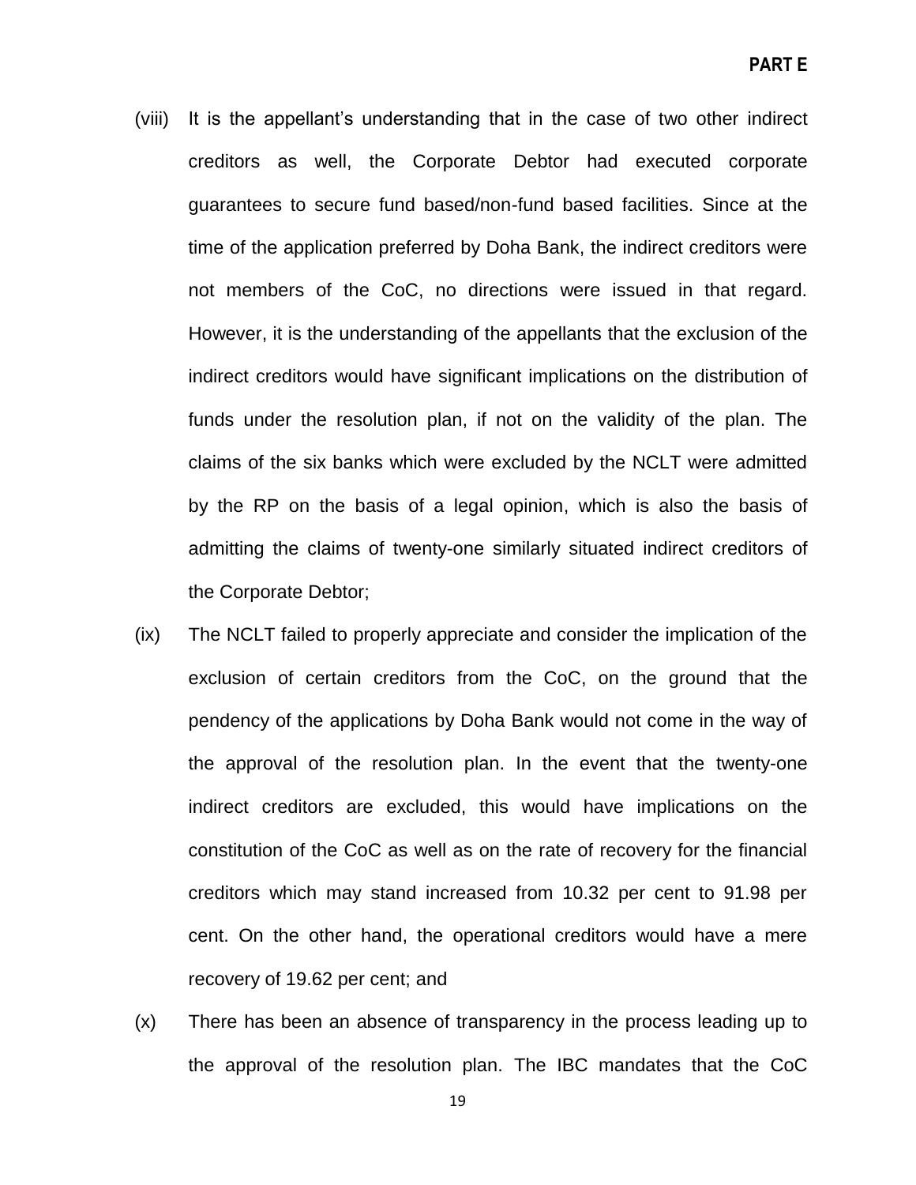(viii) It is the appellant's understanding that in the case of two other indirect creditors as well, the Corporate Debtor had executed corporate guarantees to secure fund based/non-fund based facilities. Since at the time of the application preferred by Doha Bank, the indirect creditors were not members of the CoC, no directions were issued in that regard. However, it is the understanding of the appellants that the exclusion of the indirect creditors would have significant implications on the distribution of funds under the resolution plan, if not on the validity of the plan. The claims of the six banks which were excluded by the NCLT were admitted by the RP on the basis of a legal opinion, which is also the basis of admitting the claims of twenty-one similarly situated indirect creditors of the Corporate Debtor;

(ix) The NCLT failed to properly appreciate and consider the implication of the exclusion of certain creditors from the CoC, on the ground that the pendency of the applications by Doha Bank would not come in the way of the approval of the resolution plan. In the event that the twenty-one indirect creditors are excluded, this would have implications on the constitution of the CoC as well as on the rate of recovery for the financial creditors which may stand increased from 10.32 per cent to 91.98 per cent. On the other hand, the operational creditors would have a mere recovery of 19.62 per cent; and

(x) There has been an absence of transparency in the process leading up to the approval of the resolution plan. The IBC mandates that the CoC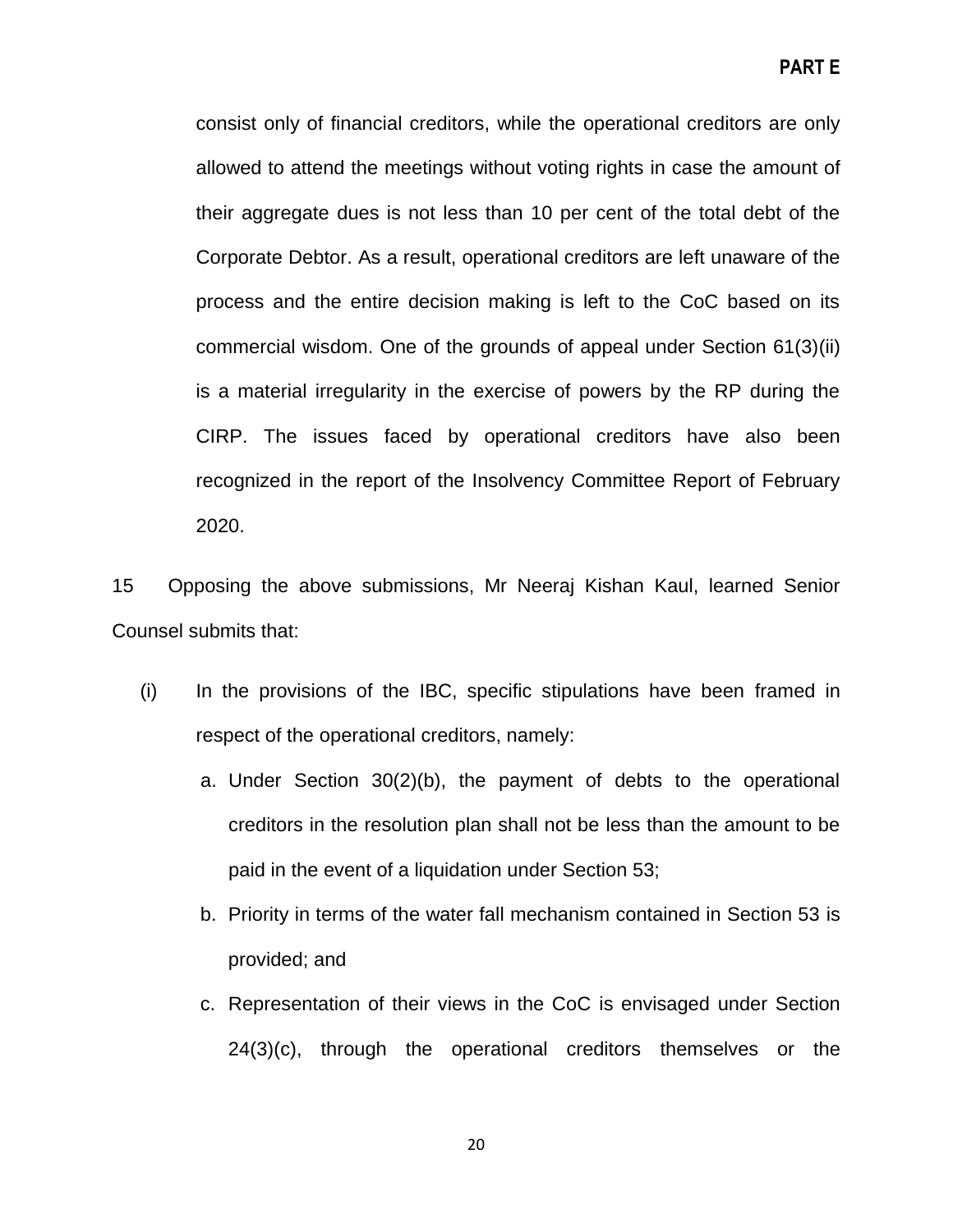consist only of financial creditors, while the operational creditors are only allowed to attend the meetings without voting rights in case the amount of their aggregate dues is not less than 10 per cent of the total debt of the Corporate Debtor. As a result, operational creditors are left unaware of the process and the entire decision making is left to the CoC based on its commercial wisdom. One of the grounds of appeal under Section 61(3)(ii) is a material irregularity in the exercise of powers by the RP during the CIRP. The issues faced by operational creditors have also been recognized in the report of the Insolvency Committee Report of February 2020.

15 Opposing the above submissions, Mr Neeraj Kishan Kaul, learned Senior Counsel submits that:

(i) In the provisions of the IBC, specific stipulations have been framed in respect of the operational creditors, namely:

   a. Under Section 30(2)(b), the payment of debts to the operational creditors in the resolution plan shall not be less than the amount to be paid in the event of a liquidation under Section 53;

   b. Priority in terms of the water fall mechanism contained in Section 53 is provided; and

   c. Representation of their views in the CoC is envisaged under Section 24(3)(c), through the operational creditors themselves or the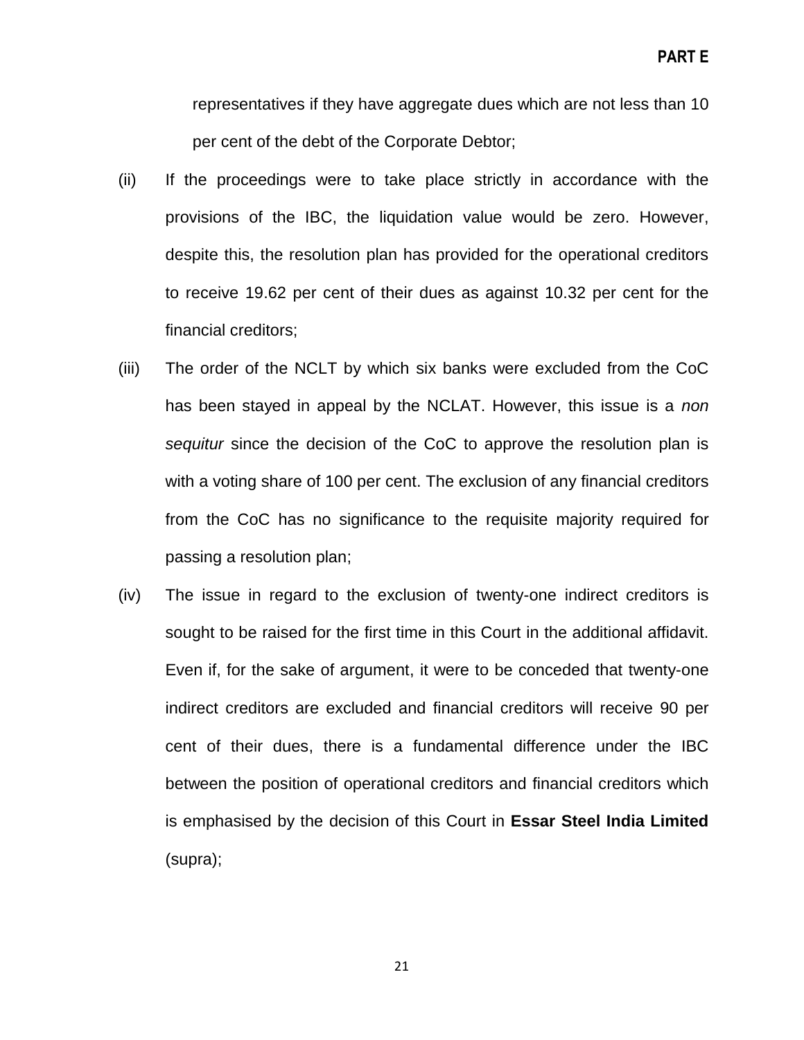representatives if they have aggregate dues which are not less than 10 per cent of the debt of the Corporate Debtor;

(ii) If the proceedings were to take place strictly in accordance with the provisions of the IBC, the liquidation value would be zero. However, despite this, the resolution plan has provided for the operational creditors to receive 19.62 per cent of their dues as against 10.32 per cent for the financial creditors;

(iii) The order of the NCLT by which six banks were excluded from the CoC has been stayed in appeal by the NCLAT. However, this issue is a *non sequitur* since the decision of the CoC to approve the resolution plan is with a voting share of 100 per cent. The exclusion of any financial creditors from the CoC has no significance to the requisite majority required for passing a resolution plan;

(iv) The issue in regard to the exclusion of twenty-one indirect creditors is sought to be raised for the first time in this Court in the additional affidavit. Even if, for the sake of argument, it were to be conceded that twenty-one indirect creditors are excluded and financial creditors will receive 90 per cent of their dues, there is a fundamental difference under the IBC between the position of operational creditors and financial creditors which is emphasised by the decision of this Court in **Essar Steel India Limited** (supra);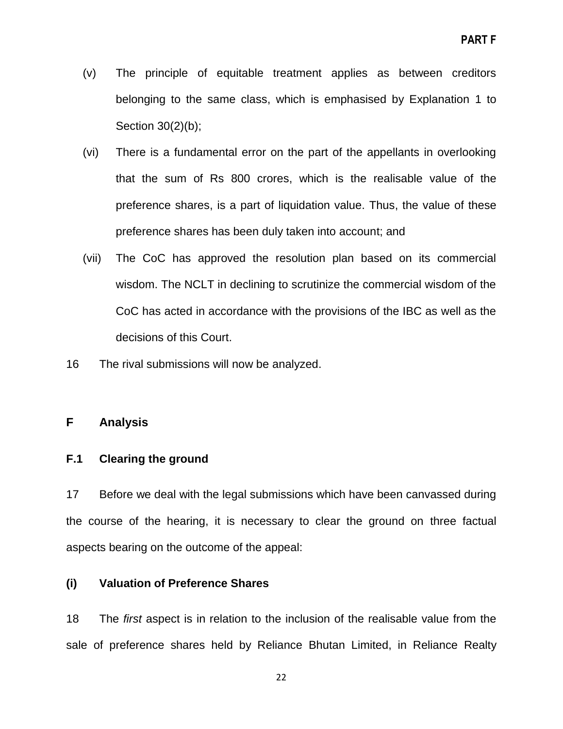(v) The principle of equitable treatment applies as between creditors belonging to the same class, which is emphasised by Explanation 1 to Section 30(2)(b);

(vi) There is a fundamental error on the part of the appellants in overlooking that the sum of Rs 800 crores, which is the realisable value of the preference shares, is a part of liquidation value. Thus, the value of these preference shares has been duly taken into account; and

(vii) The CoC has approved the resolution plan based on its commercial wisdom. The NCLT in declining to scrutinize the commercial wisdom of the CoC has acted in accordance with the provisions of the IBC as well as the decisions of this Court.

16 The rival submissions will now be analyzed.

## F Analysis

### F.1 Clearing the ground

17 Before we deal with the legal submissions which have been canvassed during the course of the hearing, it is necessary to clear the ground on three factual aspects bearing on the outcome of the appeal:

#### (i) Valuation of Preference Shares

18 The *first* aspect is in relation to the inclusion of the realisable value from the sale of preference shares held by Reliance Bhutan Limited, in Reliance Realty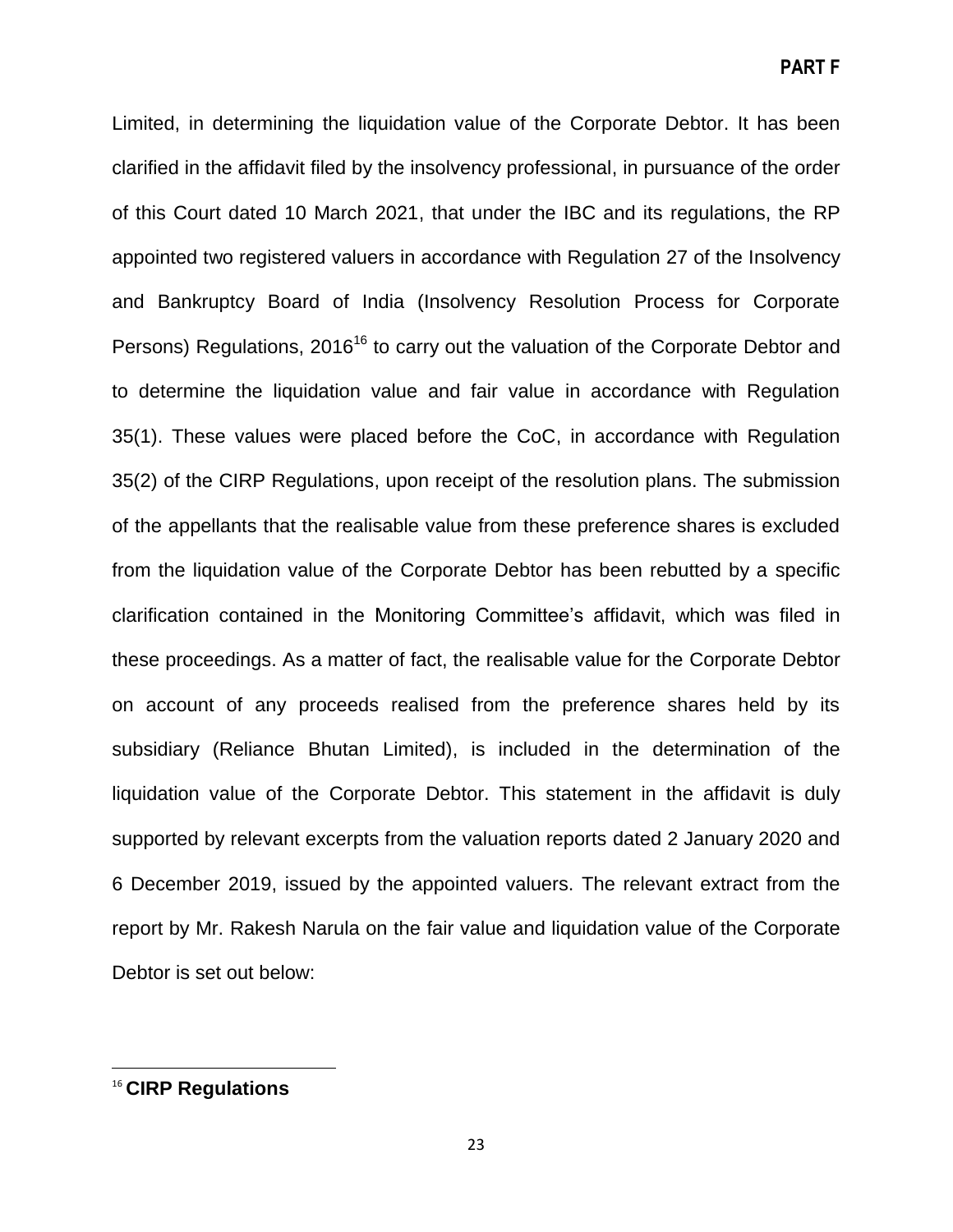Limited, in determining the liquidation value of the Corporate Debtor. It has been clarified in the affidavit filed by the insolvency professional, in pursuance of the order of this Court dated 10 March 2021, that under the IBC and its regulations, the RP appointed two registered valuers in accordance with Regulation 27 of the Insolvency and Bankruptcy Board of India (Insolvency Resolution Process for Corporate Persons) Regulations, 2016[16] to carry out the valuation of the Corporate Debtor and to determine the liquidation value and fair value in accordance with Regulation 35(1). These values were placed before the CoC, in accordance with Regulation 35(2) of the CIRP Regulations, upon receipt of the resolution plans. The submission of the appellants that the realisable value from these preference shares is excluded from the liquidation value of the Corporate Debtor has been rebutted by a specific clarification contained in the Monitoring Committee's affidavit, which was filed in these proceedings. As a matter of fact, the realisable value for the Corporate Debtor on account of any proceeds realised from the preference shares held by its subsidiary (Reliance Bhutan Limited), is included in the determination of the liquidation value of the Corporate Debtor. This statement in the affidavit is duly supported by relevant excerpts from the valuation reports dated 2 January 2020 and 6 December 2019, issued by the appointed valuers. The relevant extract from the report by Mr. Rakesh Narula on the fair value and liquidation value of the Corporate Debtor is set out below:

---

[16] **CIRP Regulations**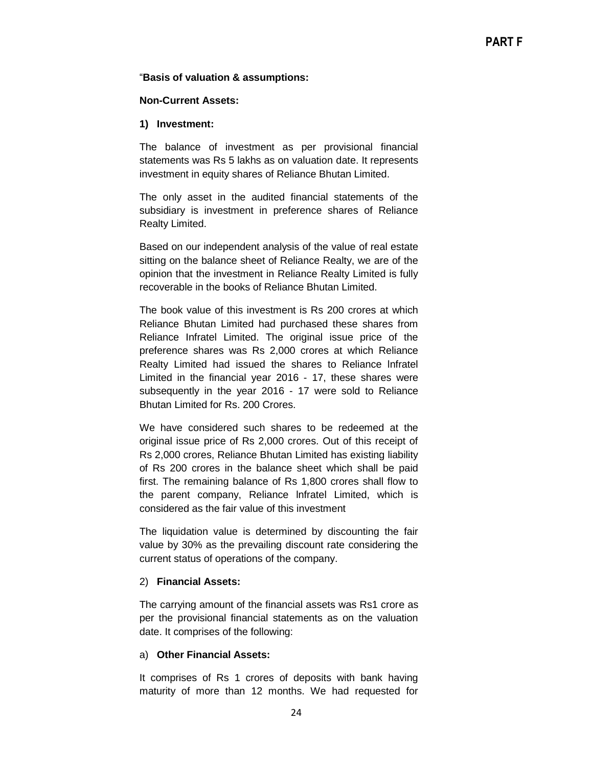# PART F

"**Basis of valuation & assumptions:**

**Non-Current Assets:**

**1) Investment:**

The balance of investment as per provisional financial statements was Rs 5 lakhs as on valuation date. It represents investment in equity shares of Reliance Bhutan Limited.

The only asset in the audited financial statements of the subsidiary is investment in preference shares of Reliance Realty Limited.

Based on our independent analysis of the value of real estate sitting on the balance sheet of Reliance Realty, we are of the opinion that the investment in Reliance Realty Limited is fully recoverable in the books of Reliance Bhutan Limited.

The book value of this investment is Rs 200 crores at which Reliance Bhutan Limited had purchased these shares from Reliance Infratel Limited. The original issue price of the preference shares was Rs 2,000 crores at which Reliance Realty Limited had issued the shares to Reliance lnfratel Limited in the financial year 2016 - 17, these shares were subsequently in the year 2016 - 17 were sold to Reliance Bhutan Limited for Rs. 200 Crores.

We have considered such shares to be redeemed at the original issue price of Rs 2,000 crores. Out of this receipt of Rs 2,000 crores, Reliance Bhutan Limited has existing liability of Rs 200 crores in the balance sheet which shall be paid first. The remaining balance of Rs 1,800 crores shall flow to the parent company, Reliance lnfratel Limited, which is considered as the fair value of this investment

The liquidation value is determined by discounting the fair value by 30% as the prevailing discount rate considering the current status of operations of the company.

2) **Financial Assets:**

The carrying amount of the financial assets was Rs1 crore as per the provisional financial statements as on the valuation date. It comprises of the following:

a) **Other Financial Assets:**

It comprises of Rs 1 crores of deposits with bank having maturity of more than 12 months. We had requested for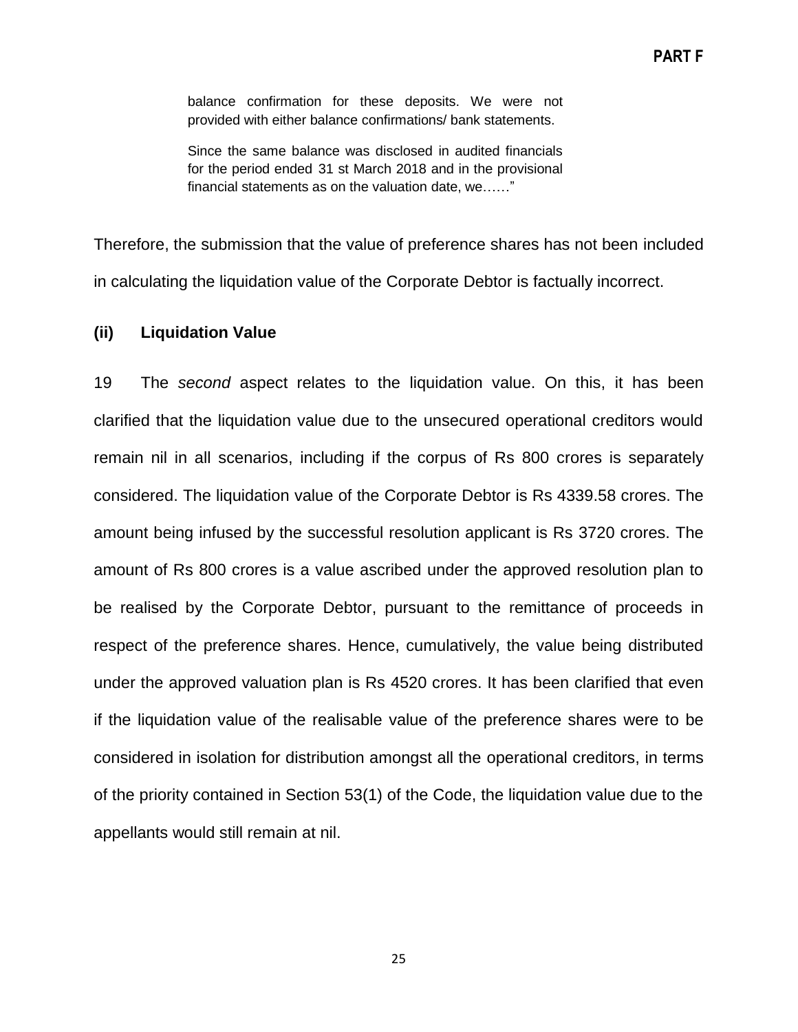> balance confirmation for these deposits. We were not provided with either balance confirmations/ bank statements.
>
> Since the same balance was disclosed in audited financials for the period ended 31 st March 2018 and in the provisional financial statements as on the valuation date, we……"

Therefore, the submission that the value of preference shares has not been included in calculating the liquidation value of the Corporate Debtor is factually incorrect.

### (ii) Liquidation Value

19 The *second* aspect relates to the liquidation value. On this, it has been clarified that the liquidation value due to the unsecured operational creditors would remain nil in all scenarios, including if the corpus of Rs 800 crores is separately considered. The liquidation value of the Corporate Debtor is Rs 4339.58 crores. The amount being infused by the successful resolution applicant is Rs 3720 crores. The amount of Rs 800 crores is a value ascribed under the approved resolution plan to be realised by the Corporate Debtor, pursuant to the remittance of proceeds in respect of the preference shares. Hence, cumulatively, the value being distributed under the approved valuation plan is Rs 4520 crores. It has been clarified that even if the liquidation value of the realisable value of the preference shares were to be considered in isolation for distribution amongst all the operational creditors, in terms of the priority contained in Section 53(1) of the Code, the liquidation value due to the appellants would still remain at nil.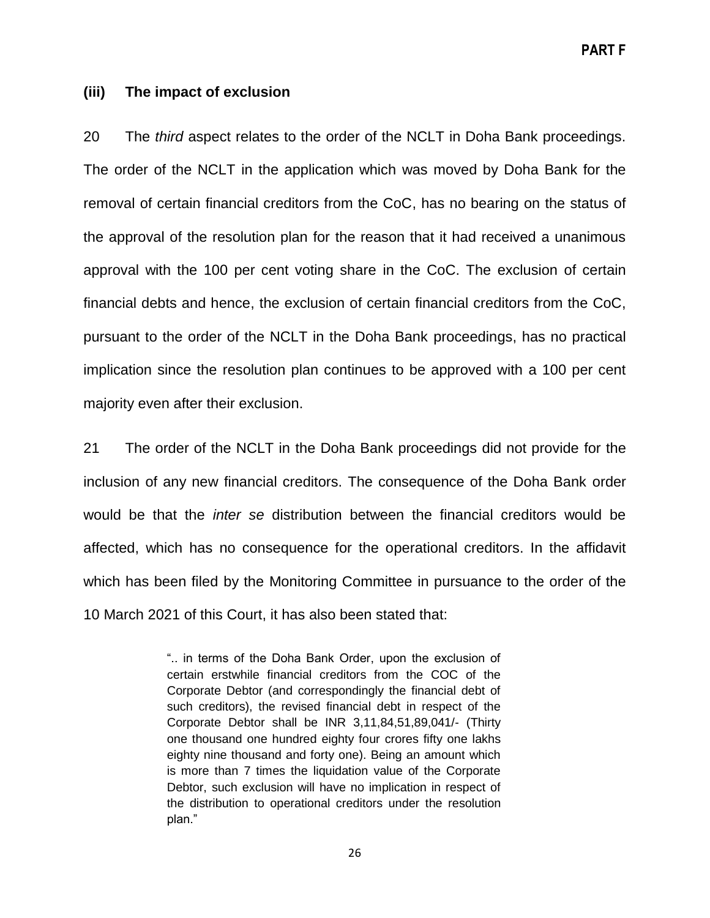### (iii) The impact of exclusion

20 The *third* aspect relates to the order of the NCLT in Doha Bank proceedings. The order of the NCLT in the application which was moved by Doha Bank for the removal of certain financial creditors from the CoC, has no bearing on the status of the approval of the resolution plan for the reason that it had received a unanimous approval with the 100 per cent voting share in the CoC. The exclusion of certain financial debts and hence, the exclusion of certain financial creditors from the CoC, pursuant to the order of the NCLT in the Doha Bank proceedings, has no practical implication since the resolution plan continues to be approved with a 100 per cent majority even after their exclusion.

21 The order of the NCLT in the Doha Bank proceedings did not provide for the inclusion of any new financial creditors. The consequence of the Doha Bank order would be that the *inter se* distribution between the financial creditors would be affected, which has no consequence for the operational creditors. In the affidavit which has been filed by the Monitoring Committee in pursuance to the order of the 10 March 2021 of this Court, it has also been stated that:

> ".. in terms of the Doha Bank Order, upon the exclusion of certain erstwhile financial creditors from the COC of the Corporate Debtor (and correspondingly the financial debt of such creditors), the revised financial debt in respect of the Corporate Debtor shall be INR 3,11,84,51,89,041/- (Thirty one thousand one hundred eighty four crores fifty one lakhs eighty nine thousand and forty one). Being an amount which is more than 7 times the liquidation value of the Corporate Debtor, such exclusion will have no implication in respect of the distribution to operational creditors under the resolution plan."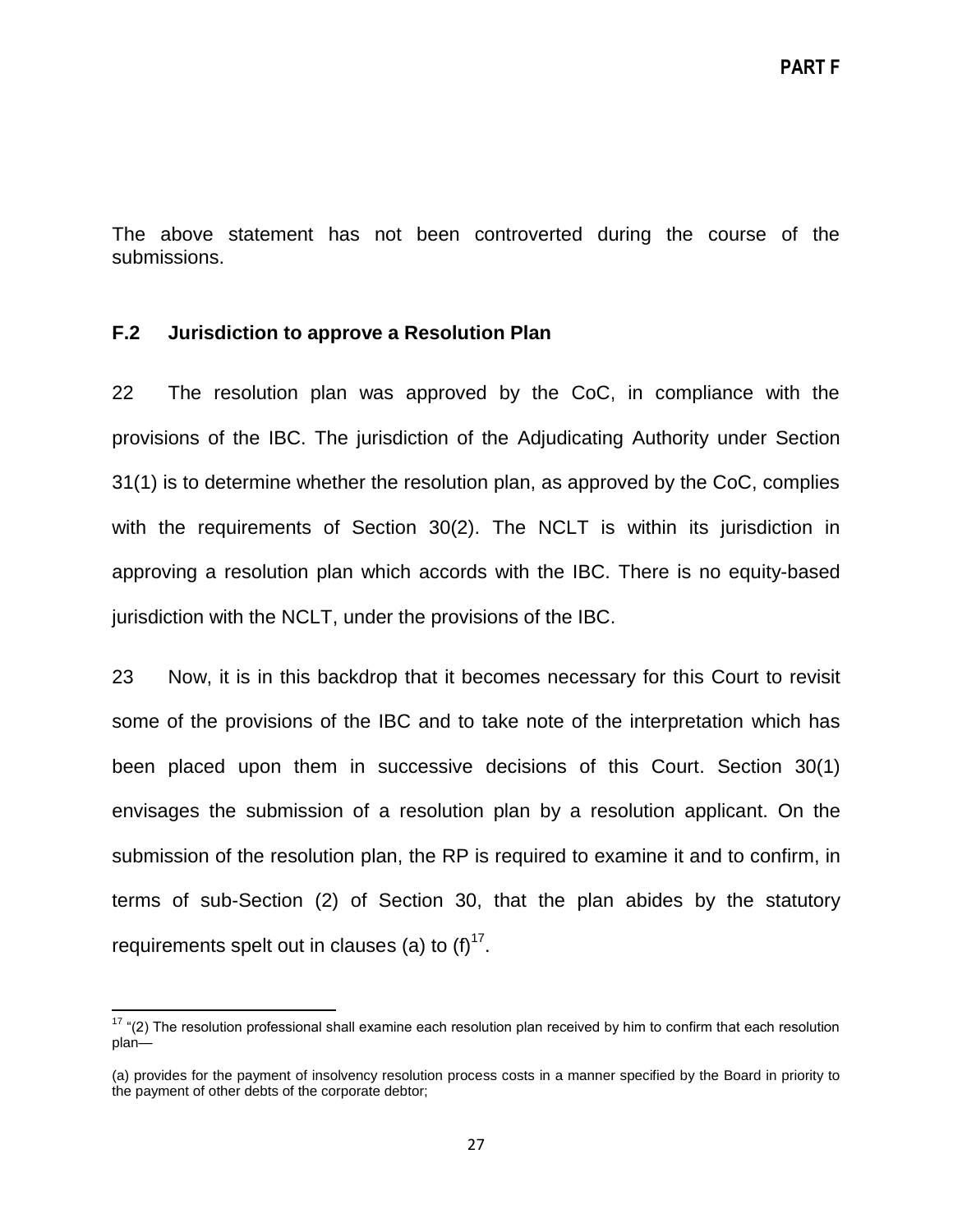The above statement has not been controverted during the course of the submissions.

### F.2 Jurisdiction to approve a Resolution Plan

22 The resolution plan was approved by the CoC, in compliance with the provisions of the IBC. The jurisdiction of the Adjudicating Authority under Section 31(1) is to determine whether the resolution plan, as approved by the CoC, complies with the requirements of Section 30(2). The NCLT is within its jurisdiction in approving a resolution plan which accords with the IBC. There is no equity-based jurisdiction with the NCLT, under the provisions of the IBC.

23 Now, it is in this backdrop that it becomes necessary for this Court to revisit some of the provisions of the IBC and to take note of the interpretation which has been placed upon them in successive decisions of this Court. Section 30(1) envisages the submission of a resolution plan by a resolution applicant. On the submission of the resolution plan, the RP is required to examine it and to confirm, in terms of sub-Section (2) of Section 30, that the plan abides by the statutory requirements spelt out in clauses (a) to (f)[17].

---

[17] "(2) The resolution professional shall examine each resolution plan received by him to confirm that each resolution plan—

(a) provides for the payment of insolvency resolution process costs in a manner specified by the Board in priority to the payment of other debts of the corporate debtor;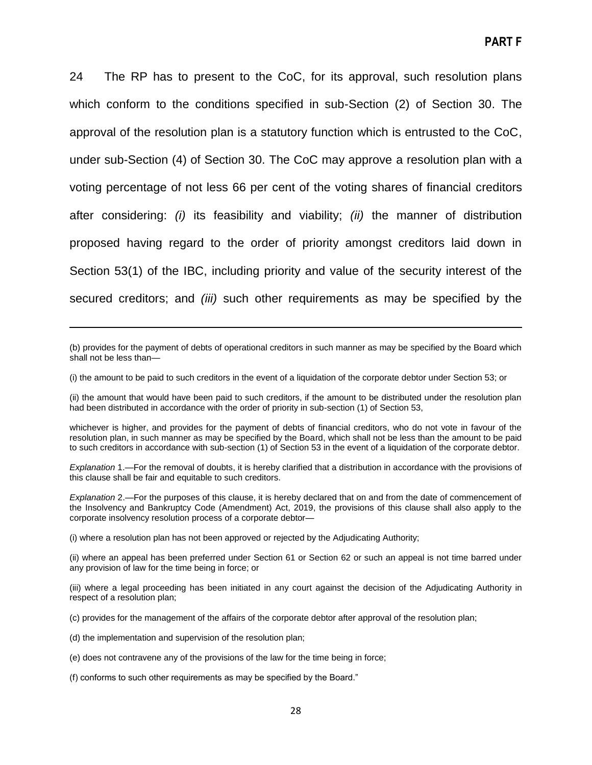**PART F**

24 The RP has to present to the CoC, for its approval, such resolution plans which conform to the conditions specified in sub-Section (2) of Section 30. The approval of the resolution plan is a statutory function which is entrusted to the CoC, under sub-Section (4) of Section 30. The CoC may approve a resolution plan with a voting percentage of not less 66 per cent of the voting shares of financial creditors after considering: *(i)* its feasibility and viability; *(ii)* the manner of distribution proposed having regard to the order of priority amongst creditors laid down in Section 53(1) of the IBC, including priority and value of the security interest of the secured creditors; and *(iii)* such other requirements as may be specified by the

---

(b) provides for the payment of debts of operational creditors in such manner as may be specified by the Board which shall not be less than—

(i) the amount to be paid to such creditors in the event of a liquidation of the corporate debtor under Section 53; or

(ii) the amount that would have been paid to such creditors, if the amount to be distributed under the resolution plan had been distributed in accordance with the order of priority in sub-section (1) of Section 53,

whichever is higher, and provides for the payment of debts of financial creditors, who do not vote in favour of the resolution plan, in such manner as may be specified by the Board, which shall not be less than the amount to be paid to such creditors in accordance with sub-section (1) of Section 53 in the event of a liquidation of the corporate debtor.

*Explanation* 1.—For the removal of doubts, it is hereby clarified that a distribution in accordance with the provisions of this clause shall be fair and equitable to such creditors.

*Explanation* 2.—For the purposes of this clause, it is hereby declared that on and from the date of commencement of the Insolvency and Bankruptcy Code (Amendment) Act, 2019, the provisions of this clause shall also apply to the corporate insolvency resolution process of a corporate debtor—

(i) where a resolution plan has not been approved or rejected by the Adjudicating Authority;

(ii) where an appeal has been preferred under Section 61 or Section 62 or such an appeal is not time barred under any provision of law for the time being in force; or

(iii) where a legal proceeding has been initiated in any court against the decision of the Adjudicating Authority in respect of a resolution plan;

(c) provides for the management of the affairs of the corporate debtor after approval of the resolution plan;

(d) the implementation and supervision of the resolution plan;

(e) does not contravene any of the provisions of the law for the time being in force;

(f) conforms to such other requirements as may be specified by the Board."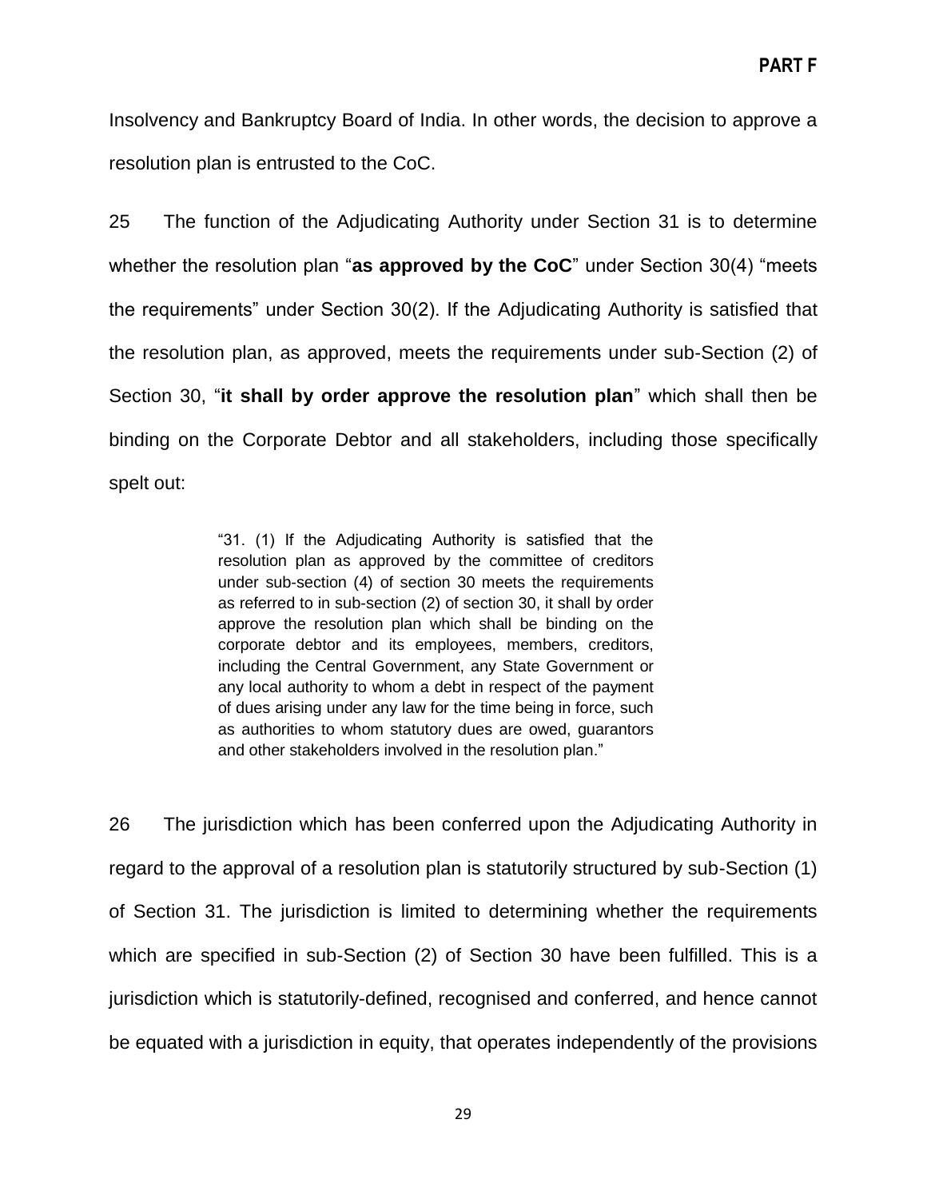Insolvency and Bankruptcy Board of India. In other words, the decision to approve a resolution plan is entrusted to the CoC.

25 The function of the Adjudicating Authority under Section 31 is to determine whether the resolution plan "**as approved by the CoC**" under Section 30(4) "meets the requirements" under Section 30(2). If the Adjudicating Authority is satisfied that the resolution plan, as approved, meets the requirements under sub-Section (2) of Section 30, "**it shall by order approve the resolution plan**" which shall then be binding on the Corporate Debtor and all stakeholders, including those specifically spelt out:

> "31. (1) If the Adjudicating Authority is satisfied that the resolution plan as approved by the committee of creditors under sub-section (4) of section 30 meets the requirements as referred to in sub-section (2) of section 30, it shall by order approve the resolution plan which shall be binding on the corporate debtor and its employees, members, creditors, including the Central Government, any State Government or any local authority to whom a debt in respect of the payment of dues arising under any law for the time being in force, such as authorities to whom statutory dues are owed, guarantors and other stakeholders involved in the resolution plan."

26 The jurisdiction which has been conferred upon the Adjudicating Authority in regard to the approval of a resolution plan is statutorily structured by sub-Section (1) of Section 31. The jurisdiction is limited to determining whether the requirements which are specified in sub-Section (2) of Section 30 have been fulfilled. This is a jurisdiction which is statutorily-defined, recognised and conferred, and hence cannot be equated with a jurisdiction in equity, that operates independently of the provisions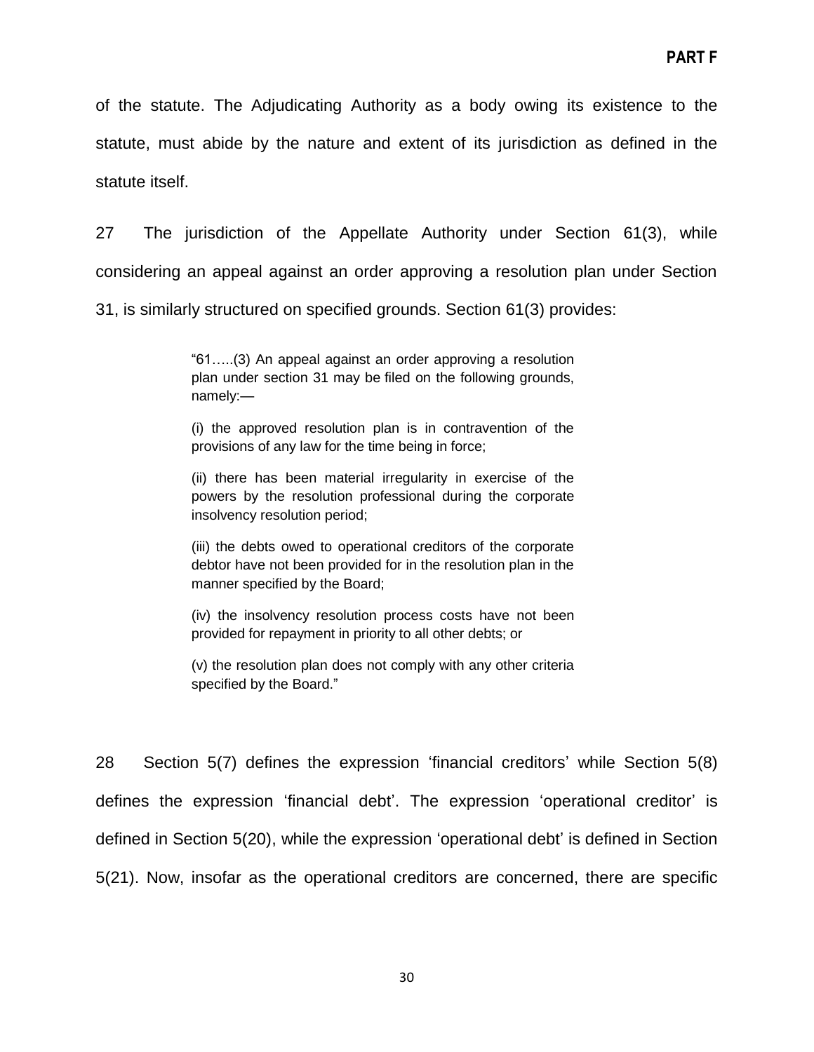of the statute. The Adjudicating Authority as a body owing its existence to the statute, must abide by the nature and extent of its jurisdiction as defined in the statute itself.

27 The jurisdiction of the Appellate Authority under Section 61(3), while considering an appeal against an order approving a resolution plan under Section 31, is similarly structured on specified grounds. Section 61(3) provides:

> "61…..(3) An appeal against an order approving a resolution plan under section 31 may be filed on the following grounds, namely:—
>
> (i) the approved resolution plan is in contravention of the provisions of any law for the time being in force;
>
> (ii) there has been material irregularity in exercise of the powers by the resolution professional during the corporate insolvency resolution period;
>
> (iii) the debts owed to operational creditors of the corporate debtor have not been provided for in the resolution plan in the manner specified by the Board;
>
> (iv) the insolvency resolution process costs have not been provided for repayment in priority to all other debts; or
>
> (v) the resolution plan does not comply with any other criteria specified by the Board."

28 Section 5(7) defines the expression 'financial creditors' while Section 5(8) defines the expression 'financial debt'. The expression 'operational creditor' is defined in Section 5(20), while the expression 'operational debt' is defined in Section 5(21). Now, insofar as the operational creditors are concerned, there are specific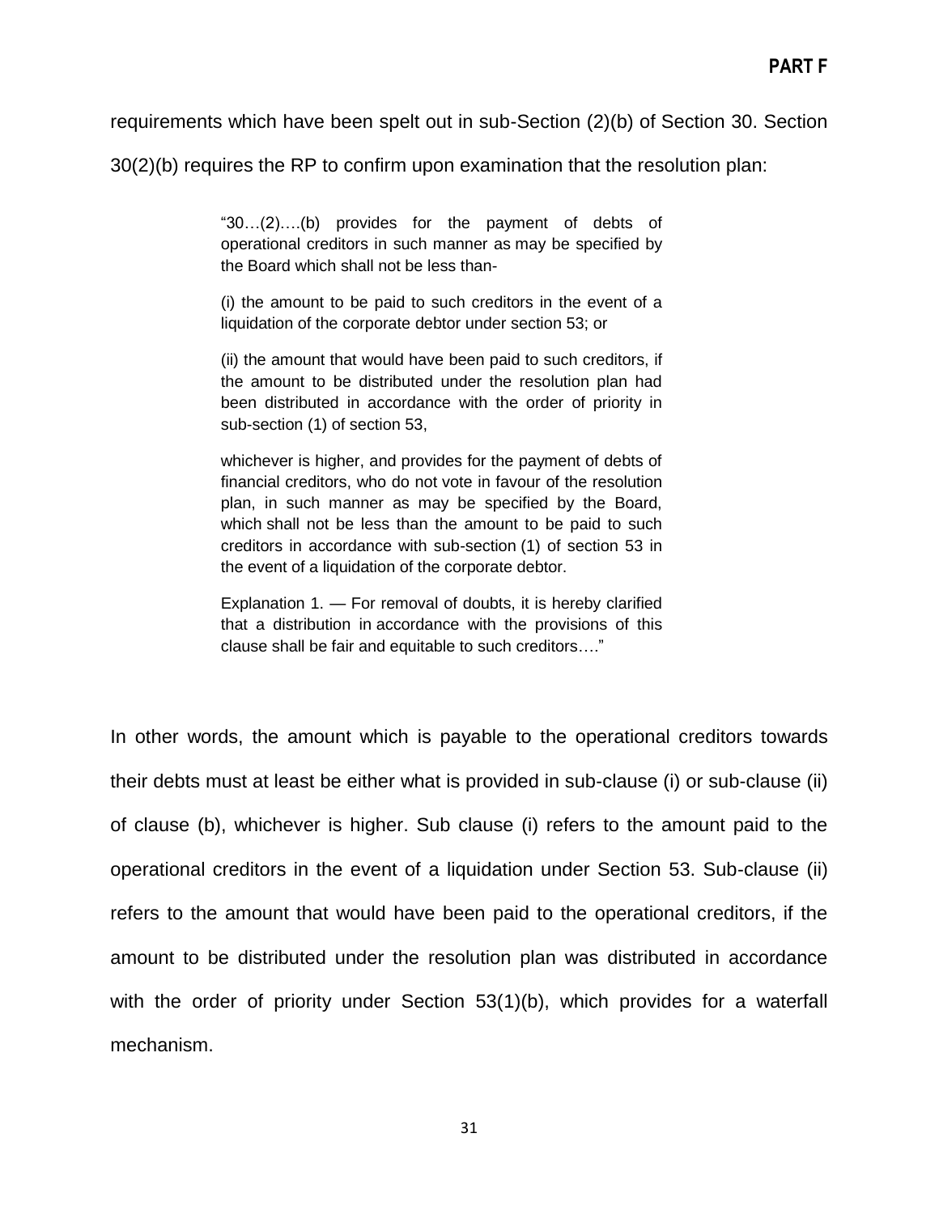requirements which have been spelt out in sub-Section (2)(b) of Section 30. Section 30(2)(b) requires the RP to confirm upon examination that the resolution plan:

> "30…(2)….(b) provides for the payment of debts of operational creditors in such manner as may be specified by the Board which shall not be less than-
>
> (i) the amount to be paid to such creditors in the event of a liquidation of the corporate debtor under section 53; or
>
> (ii) the amount that would have been paid to such creditors, if the amount to be distributed under the resolution plan had been distributed in accordance with the order of priority in sub-section (1) of section 53,
>
> whichever is higher, and provides for the payment of debts of financial creditors, who do not vote in favour of the resolution plan, in such manner as may be specified by the Board, which shall not be less than the amount to be paid to such creditors in accordance with sub-section (1) of section 53 in the event of a liquidation of the corporate debtor.
>
> Explanation 1. — For removal of doubts, it is hereby clarified that a distribution in accordance with the provisions of this clause shall be fair and equitable to such creditors…."

In other words, the amount which is payable to the operational creditors towards their debts must at least be either what is provided in sub-clause (i) or sub-clause (ii) of clause (b), whichever is higher. Sub clause (i) refers to the amount paid to the operational creditors in the event of a liquidation under Section 53. Sub-clause (ii) refers to the amount that would have been paid to the operational creditors, if the amount to be distributed under the resolution plan was distributed in accordance with the order of priority under Section 53(1)(b), which provides for a waterfall mechanism.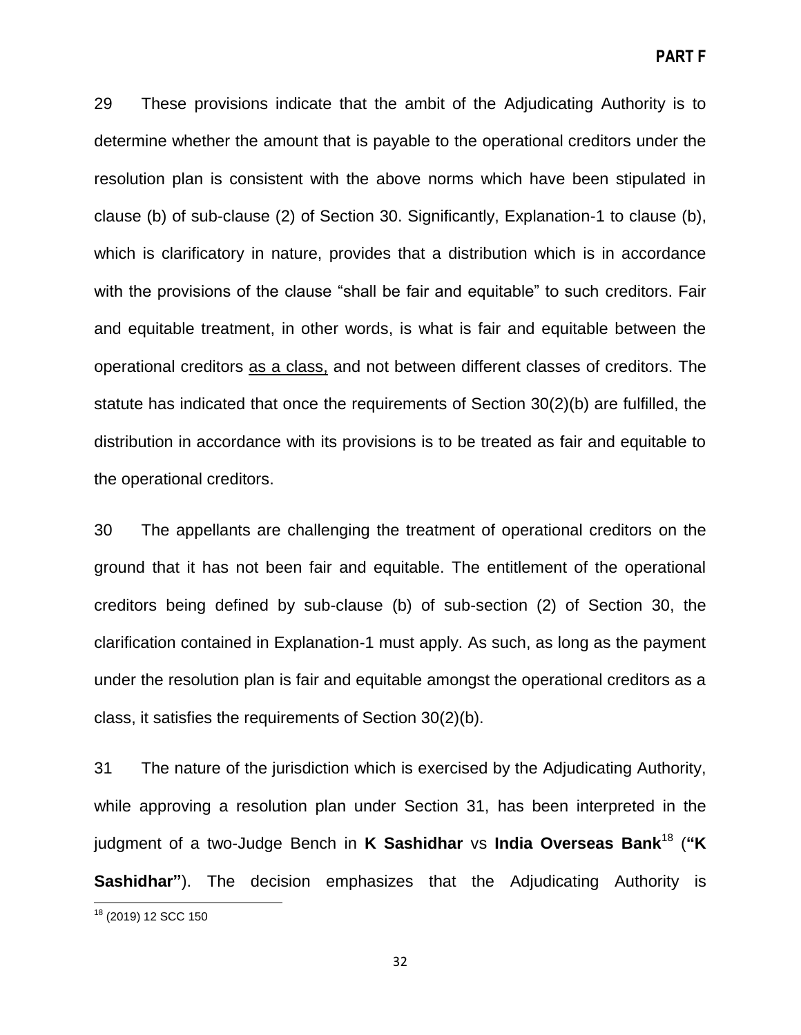29 These provisions indicate that the ambit of the Adjudicating Authority is to determine whether the amount that is payable to the operational creditors under the resolution plan is consistent with the above norms which have been stipulated in clause (b) of sub-clause (2) of Section 30. Significantly, Explanation-1 to clause (b), which is clarificatory in nature, provides that a distribution which is in accordance with the provisions of the clause "shall be fair and equitable" to such creditors. Fair and equitable treatment, in other words, is what is fair and equitable between the operational creditors as a class, and not between different classes of creditors. The statute has indicated that once the requirements of Section 30(2)(b) are fulfilled, the distribution in accordance with its provisions is to be treated as fair and equitable to the operational creditors.

30 The appellants are challenging the treatment of operational creditors on the ground that it has not been fair and equitable. The entitlement of the operational creditors being defined by sub-clause (b) of sub-section (2) of Section 30, the clarification contained in Explanation-1 must apply. As such, as long as the payment under the resolution plan is fair and equitable amongst the operational creditors as a class, it satisfies the requirements of Section 30(2)(b).

31 The nature of the jurisdiction which is exercised by the Adjudicating Authority, while approving a resolution plan under Section 31, has been interpreted in the judgment of a two-Judge Bench in **K Sashidhar** vs **India Overseas Bank**[18] (**"K Sashidhar"**). The decision emphasizes that the Adjudicating Authority is

[18] (2019) 12 SCC 150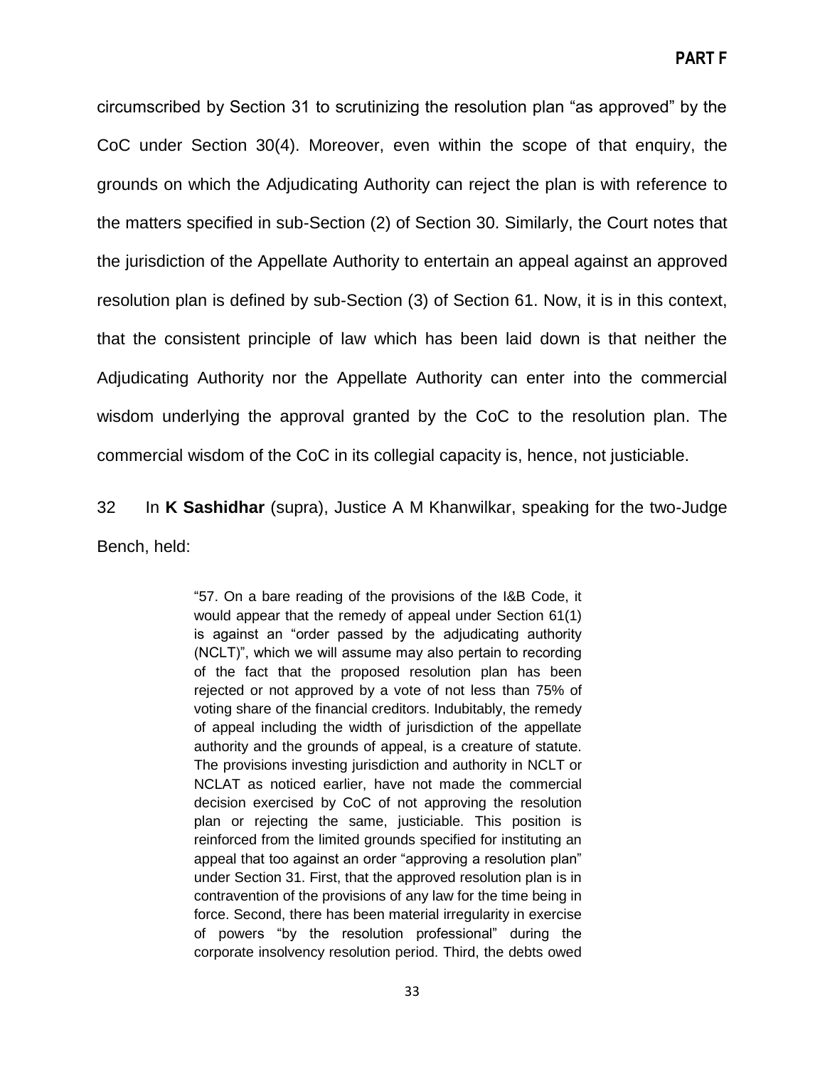circumscribed by Section 31 to scrutinizing the resolution plan "as approved" by the CoC under Section 30(4). Moreover, even within the scope of that enquiry, the grounds on which the Adjudicating Authority can reject the plan is with reference to the matters specified in sub-Section (2) of Section 30. Similarly, the Court notes that the jurisdiction of the Appellate Authority to entertain an appeal against an approved resolution plan is defined by sub-Section (3) of Section 61. Now, it is in this context, that the consistent principle of law which has been laid down is that neither the Adjudicating Authority nor the Appellate Authority can enter into the commercial wisdom underlying the approval granted by the CoC to the resolution plan. The commercial wisdom of the CoC in its collegial capacity is, hence, not justiciable.

32 In **K Sashidhar** (supra), Justice A M Khanwilkar, speaking for the two-Judge Bench, held:

> "57. On a bare reading of the provisions of the I&B Code, it would appear that the remedy of appeal under Section 61(1) is against an "order passed by the adjudicating authority (NCLT)", which we will assume may also pertain to recording of the fact that the proposed resolution plan has been rejected or not approved by a vote of not less than 75% of voting share of the financial creditors. Indubitably, the remedy of appeal including the width of jurisdiction of the appellate authority and the grounds of appeal, is a creature of statute. The provisions investing jurisdiction and authority in NCLT or NCLAT as noticed earlier, have not made the commercial decision exercised by CoC of not approving the resolution plan or rejecting the same, justiciable. This position is reinforced from the limited grounds specified for instituting an appeal that too against an order "approving a resolution plan" under Section 31. First, that the approved resolution plan is in contravention of the provisions of any law for the time being in force. Second, there has been material irregularity in exercise of powers "by the resolution professional" during the corporate insolvency resolution period. Third, the debts owed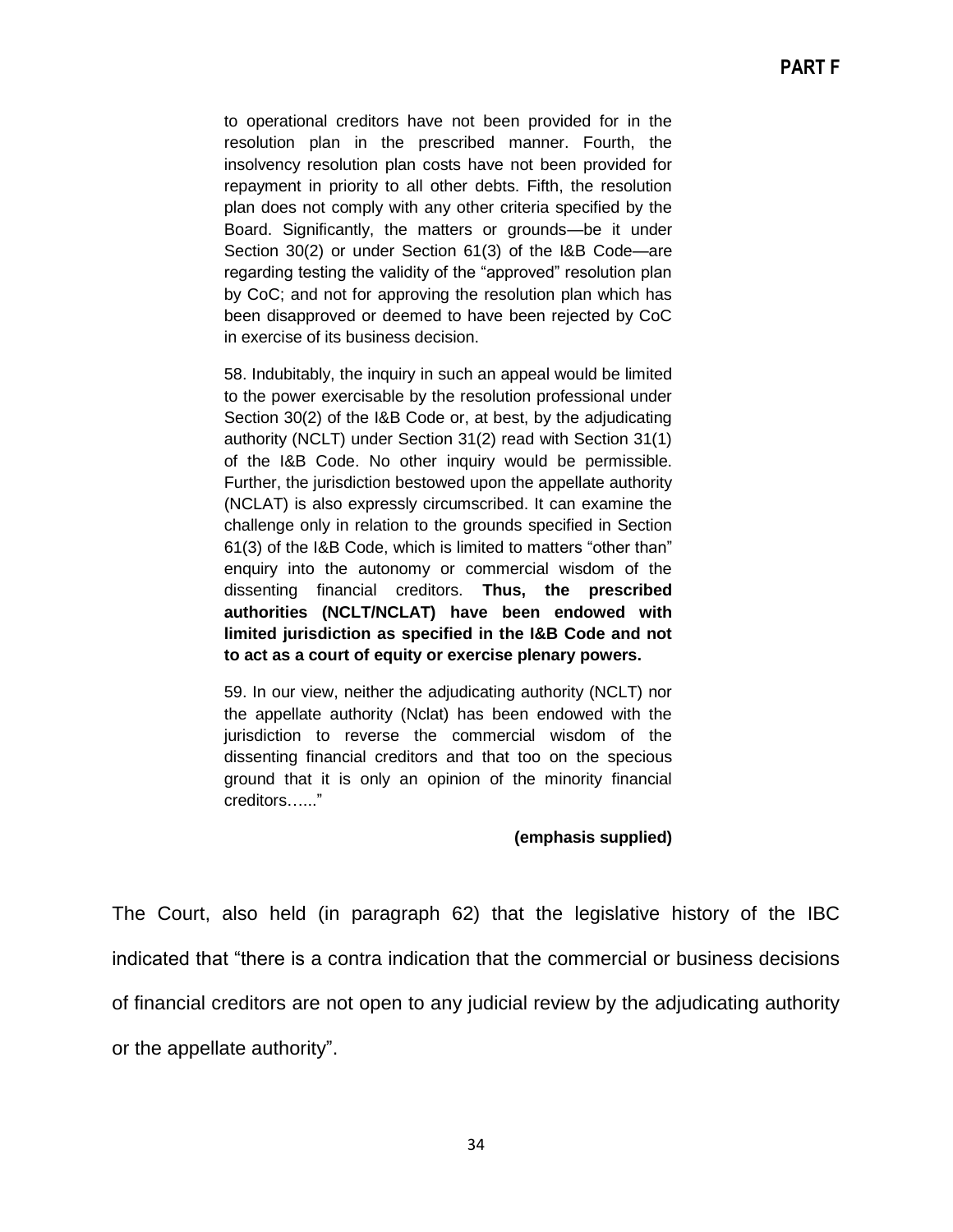> to operational creditors have not been provided for in the resolution plan in the prescribed manner. Fourth, the insolvency resolution plan costs have not been provided for repayment in priority to all other debts. Fifth, the resolution plan does not comply with any other criteria specified by the Board. Significantly, the matters or grounds—be it under Section 30(2) or under Section 61(3) of the I&B Code—are regarding testing the validity of the "approved" resolution plan by CoC; and not for approving the resolution plan which has been disapproved or deemed to have been rejected by CoC in exercise of its business decision.
>
> 58. Indubitably, the inquiry in such an appeal would be limited to the power exercisable by the resolution professional under Section 30(2) of the I&B Code or, at best, by the adjudicating authority (NCLT) under Section 31(2) read with Section 31(1) of the I&B Code. No other inquiry would be permissible. Further, the jurisdiction bestowed upon the appellate authority (NCLAT) is also expressly circumscribed. It can examine the challenge only in relation to the grounds specified in Section 61(3) of the I&B Code, which is limited to matters "other than" enquiry into the autonomy or commercial wisdom of the dissenting financial creditors. **Thus, the prescribed authorities (NCLT/NCLAT) have been endowed with limited jurisdiction as specified in the I&B Code and not to act as a court of equity or exercise plenary powers.**
>
> 59. In our view, neither the adjudicating authority (NCLT) nor the appellate authority (Nclat) has been endowed with the jurisdiction to reverse the commercial wisdom of the dissenting financial creditors and that too on the specious ground that it is only an opinion of the minority financial creditors….."
>
> **(emphasis supplied)**

The Court, also held (in paragraph 62) that the legislative history of the IBC indicated that "there is a contra indication that the commercial or business decisions of financial creditors are not open to any judicial review by the adjudicating authority or the appellate authority".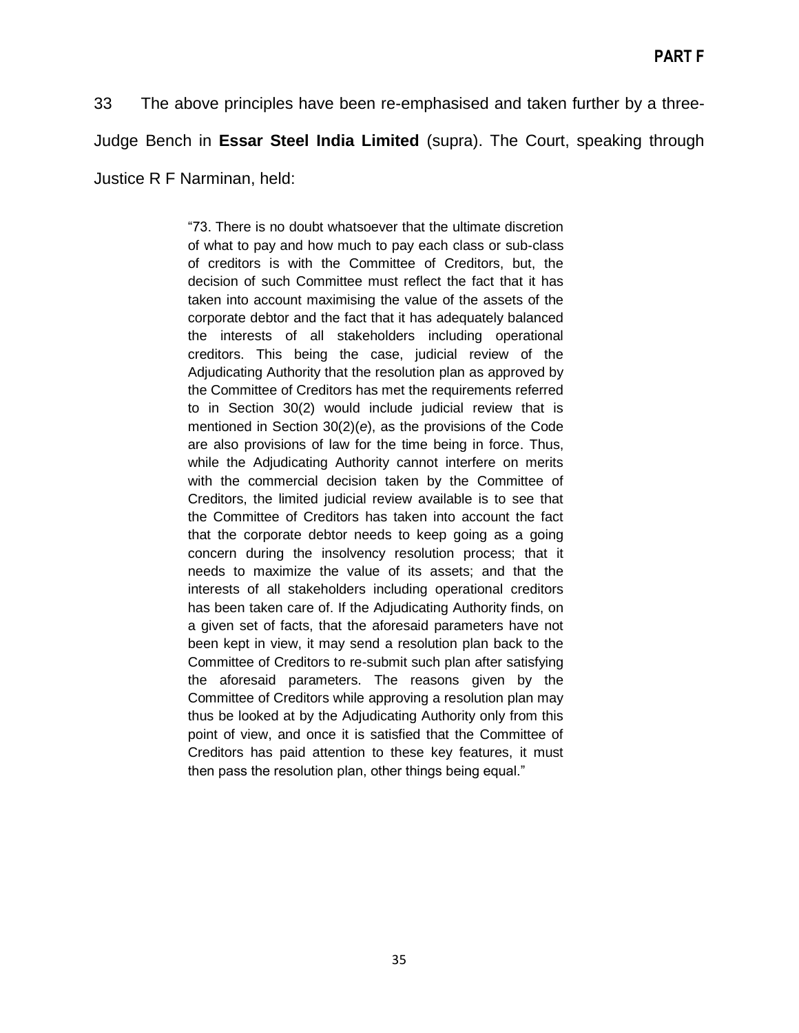33 The above principles have been re-emphasised and taken further by a three-Judge Bench in **Essar Steel India Limited** (supra). The Court, speaking through Justice R F Narminan, held:

> "73. There is no doubt whatsoever that the ultimate discretion of what to pay and how much to pay each class or sub-class of creditors is with the Committee of Creditors, but, the decision of such Committee must reflect the fact that it has taken into account maximising the value of the assets of the corporate debtor and the fact that it has adequately balanced the interests of all stakeholders including operational creditors. This being the case, judicial review of the Adjudicating Authority that the resolution plan as approved by the Committee of Creditors has met the requirements referred to in Section 30(2) would include judicial review that is mentioned in Section 30(2)(*e*), as the provisions of the Code are also provisions of law for the time being in force. Thus, while the Adjudicating Authority cannot interfere on merits with the commercial decision taken by the Committee of Creditors, the limited judicial review available is to see that the Committee of Creditors has taken into account the fact that the corporate debtor needs to keep going as a going concern during the insolvency resolution process; that it needs to maximize the value of its assets; and that the interests of all stakeholders including operational creditors has been taken care of. If the Adjudicating Authority finds, on a given set of facts, that the aforesaid parameters have not been kept in view, it may send a resolution plan back to the Committee of Creditors to re-submit such plan after satisfying the aforesaid parameters. The reasons given by the Committee of Creditors while approving a resolution plan may thus be looked at by the Adjudicating Authority only from this point of view, and once it is satisfied that the Committee of Creditors has paid attention to these key features, it must then pass the resolution plan, other things being equal."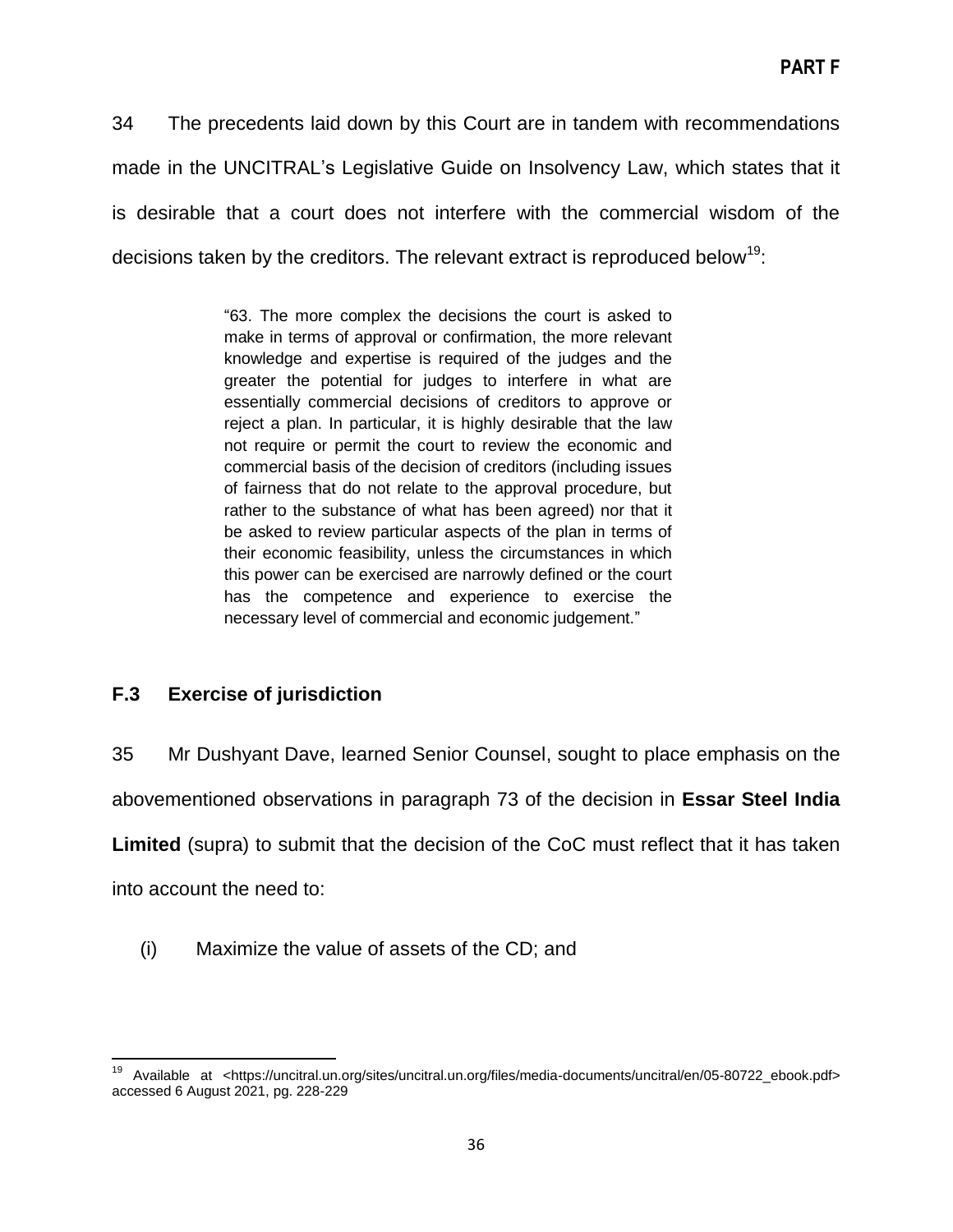34 The precedents laid down by this Court are in tandem with recommendations made in the UNCITRAL's Legislative Guide on Insolvency Law, which states that it is desirable that a court does not interfere with the commercial wisdom of the decisions taken by the creditors. The relevant extract is reproduced below[19]:

> "63. The more complex the decisions the court is asked to make in terms of approval or confirmation, the more relevant knowledge and expertise is required of the judges and the greater the potential for judges to interfere in what are essentially commercial decisions of creditors to approve or reject a plan. In particular, it is highly desirable that the law not require or permit the court to review the economic and commercial basis of the decision of creditors (including issues of fairness that do not relate to the approval procedure, but rather to the substance of what has been agreed) nor that it be asked to review particular aspects of the plan in terms of their economic feasibility, unless the circumstances in which this power can be exercised are narrowly defined or the court has the competence and experience to exercise the necessary level of commercial and economic judgement."

### F.3 Exercise of jurisdiction

35 Mr Dushyant Dave, learned Senior Counsel, sought to place emphasis on the abovementioned observations in paragraph 73 of the decision in **Essar Steel India Limited** (supra) to submit that the decision of the CoC must reflect that it has taken into account the need to:

(i) Maximize the value of assets of the CD; and

---

[19] Available at <https://uncitral.un.org/sites/uncitral.un.org/files/media-documents/uncitral/en/05-80722_ebook.pdf> accessed 6 August 2021, pg. 228-229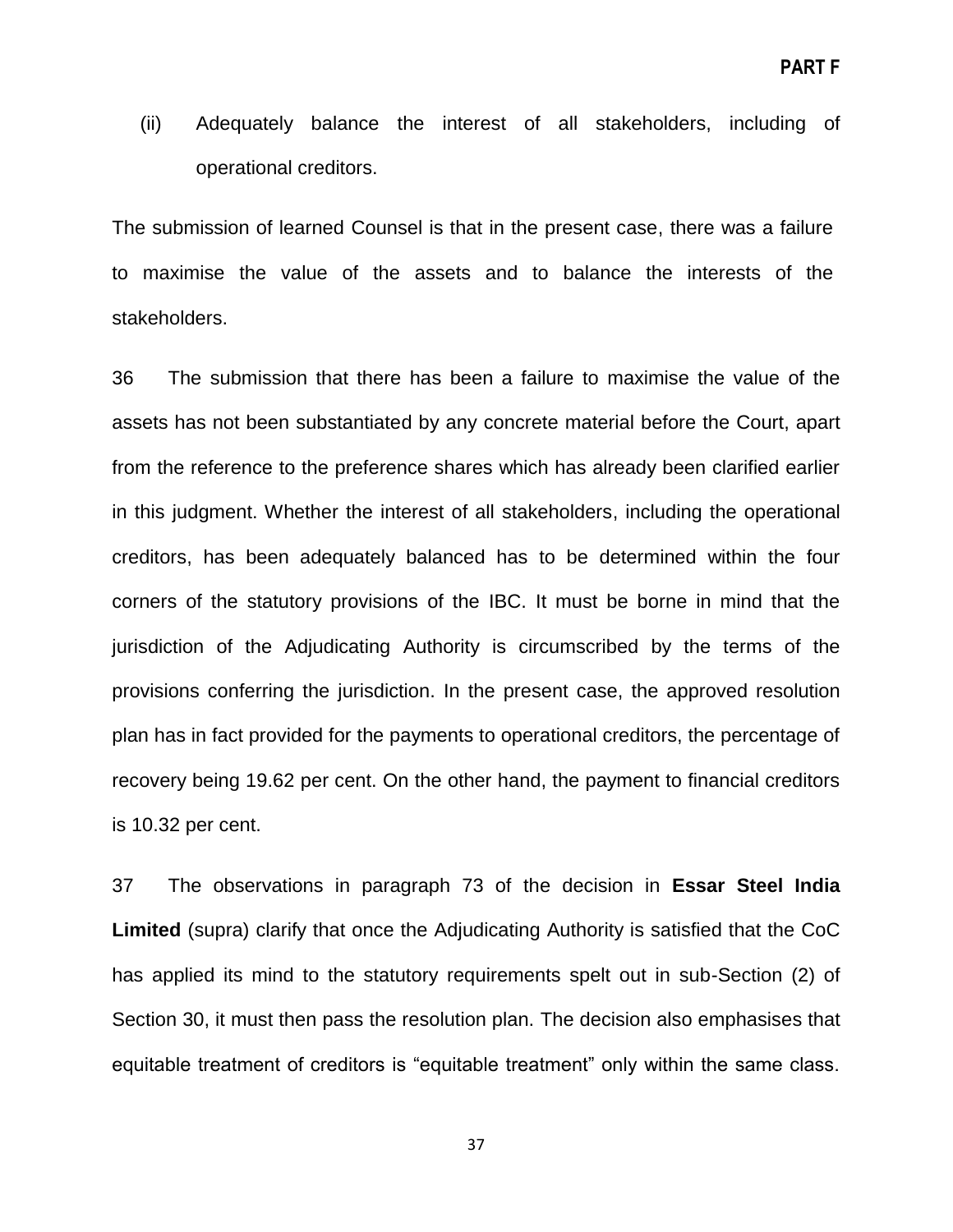(ii) Adequately balance the interest of all stakeholders, including of operational creditors.

The submission of learned Counsel is that in the present case, there was a failure to maximise the value of the assets and to balance the interests of the stakeholders.

36 The submission that there has been a failure to maximise the value of the assets has not been substantiated by any concrete material before the Court, apart from the reference to the preference shares which has already been clarified earlier in this judgment. Whether the interest of all stakeholders, including the operational creditors, has been adequately balanced has to be determined within the four corners of the statutory provisions of the IBC. It must be borne in mind that the jurisdiction of the Adjudicating Authority is circumscribed by the terms of the provisions conferring the jurisdiction. In the present case, the approved resolution plan has in fact provided for the payments to operational creditors, the percentage of recovery being 19.62 per cent. On the other hand, the payment to financial creditors is 10.32 per cent.

37 The observations in paragraph 73 of the decision in **Essar Steel India Limited** (supra) clarify that once the Adjudicating Authority is satisfied that the CoC has applied its mind to the statutory requirements spelt out in sub-Section (2) of Section 30, it must then pass the resolution plan. The decision also emphasises that equitable treatment of creditors is “equitable treatment” only within the same class.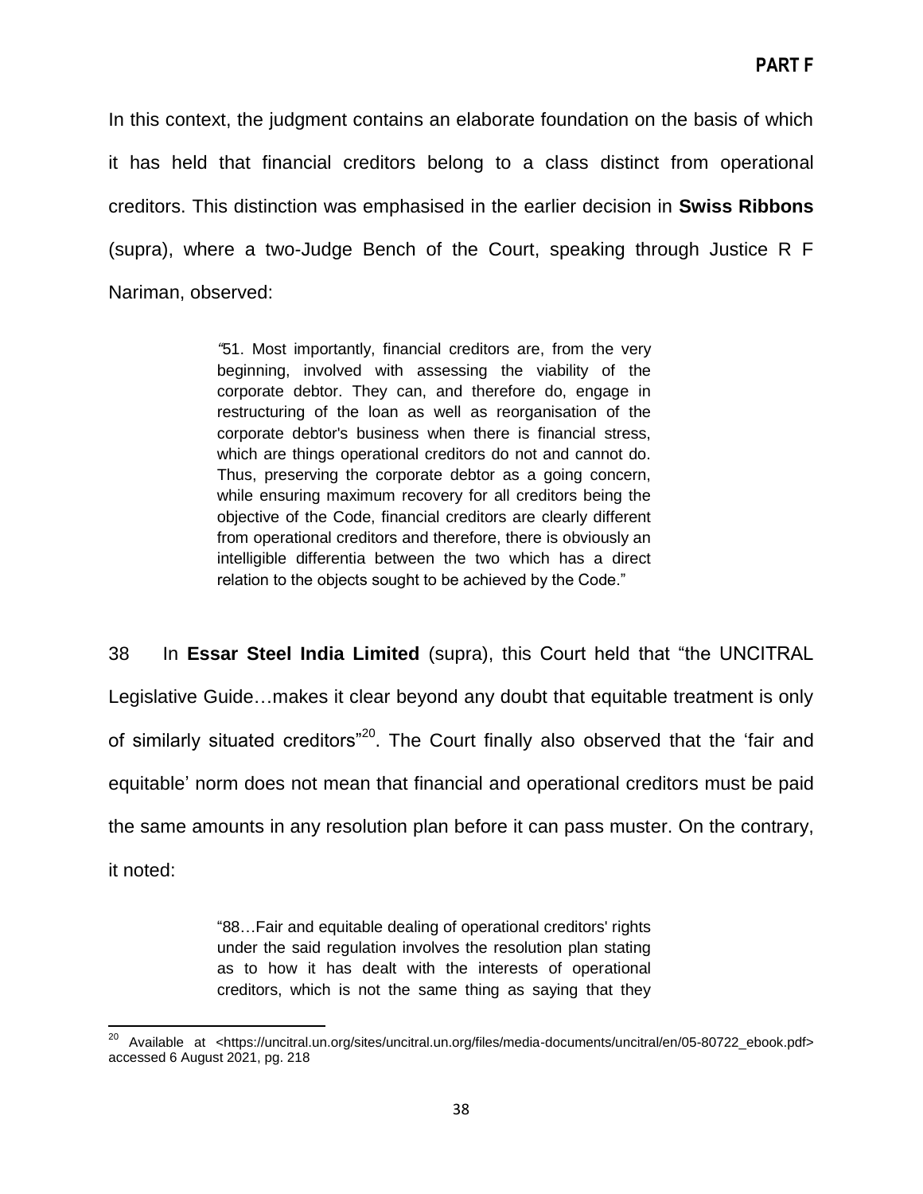In this context, the judgment contains an elaborate foundation on the basis of which it has held that financial creditors belong to a class distinct from operational creditors. This distinction was emphasised in the earlier decision in **Swiss Ribbons** (supra), where a two-Judge Bench of the Court, speaking through Justice R F Nariman, observed:

> "51. Most importantly, financial creditors are, from the very beginning, involved with assessing the viability of the corporate debtor. They can, and therefore do, engage in restructuring of the loan as well as reorganisation of the corporate debtor's business when there is financial stress, which are things operational creditors do not and cannot do. Thus, preserving the corporate debtor as a going concern, while ensuring maximum recovery for all creditors being the objective of the Code, financial creditors are clearly different from operational creditors and therefore, there is obviously an intelligible differentia between the two which has a direct relation to the objects sought to be achieved by the Code."

38 In **Essar Steel India Limited** (supra), this Court held that "the UNCITRAL Legislative Guide…makes it clear beyond any doubt that equitable treatment is only of similarly situated creditors"[20]. The Court finally also observed that the 'fair and equitable' norm does not mean that financial and operational creditors must be paid the same amounts in any resolution plan before it can pass muster. On the contrary, it noted:

> "88…Fair and equitable dealing of operational creditors' rights under the said regulation involves the resolution plan stating as to how it has dealt with the interests of operational creditors, which is not the same thing as saying that they

---

[20] Available at <https://uncitral.un.org/sites/uncitral.un.org/files/media-documents/uncitral/en/05-80722_ebook.pdf> accessed 6 August 2021, pg. 218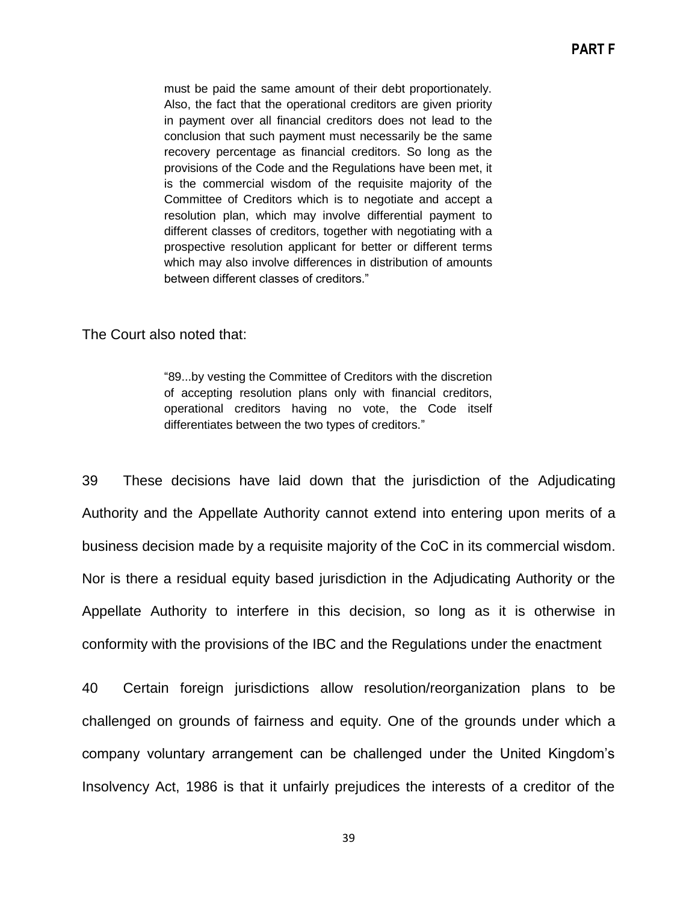> must be paid the same amount of their debt proportionately. Also, the fact that the operational creditors are given priority in payment over all financial creditors does not lead to the conclusion that such payment must necessarily be the same recovery percentage as financial creditors. So long as the provisions of the Code and the Regulations have been met, it is the commercial wisdom of the requisite majority of the Committee of Creditors which is to negotiate and accept a resolution plan, which may involve differential payment to different classes of creditors, together with negotiating with a prospective resolution applicant for better or different terms which may also involve differences in distribution of amounts between different classes of creditors."

The Court also noted that:

> "89...by vesting the Committee of Creditors with the discretion of accepting resolution plans only with financial creditors, operational creditors having no vote, the Code itself differentiates between the two types of creditors."

39 These decisions have laid down that the jurisdiction of the Adjudicating Authority and the Appellate Authority cannot extend into entering upon merits of a business decision made by a requisite majority of the CoC in its commercial wisdom. Nor is there a residual equity based jurisdiction in the Adjudicating Authority or the Appellate Authority to interfere in this decision, so long as it is otherwise in conformity with the provisions of the IBC and the Regulations under the enactment

40 Certain foreign jurisdictions allow resolution/reorganization plans to be challenged on grounds of fairness and equity. One of the grounds under which a company voluntary arrangement can be challenged under the United Kingdom's Insolvency Act, 1986 is that it unfairly prejudices the interests of a creditor of the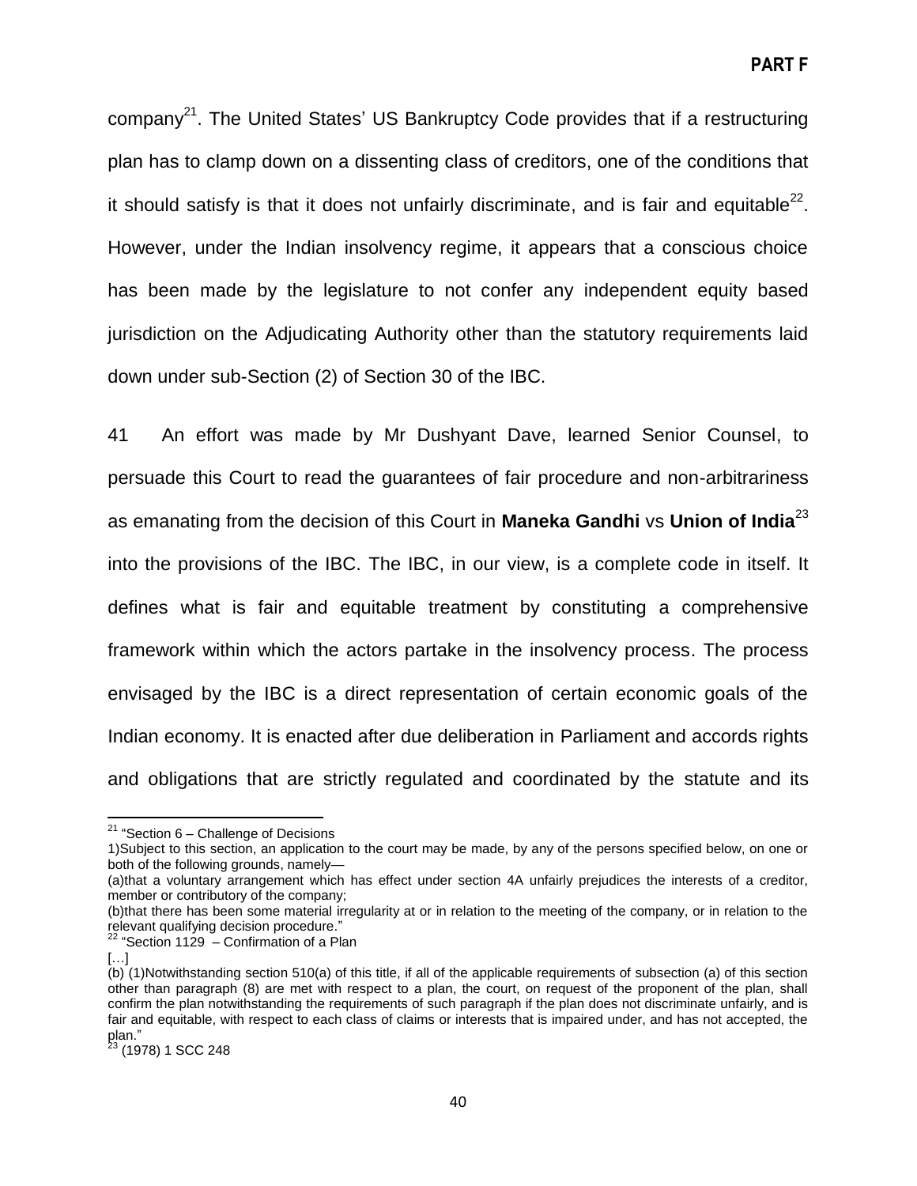company[21]. The United States' US Bankruptcy Code provides that if a restructuring plan has to clamp down on a dissenting class of creditors, one of the conditions that it should satisfy is that it does not unfairly discriminate, and is fair and equitable[22]. However, under the Indian insolvency regime, it appears that a conscious choice has been made by the legislature to not confer any independent equity based jurisdiction on the Adjudicating Authority other than the statutory requirements laid down under sub-Section (2) of Section 30 of the IBC.

41 An effort was made by Mr Dushyant Dave, learned Senior Counsel, to persuade this Court to read the guarantees of fair procedure and non-arbitrariness as emanating from the decision of this Court in **Maneka Gandhi** vs **Union of India**[23] into the provisions of the IBC. The IBC, in our view, is a complete code in itself. It defines what is fair and equitable treatment by constituting a comprehensive framework within which the actors partake in the insolvency process. The process envisaged by the IBC is a direct representation of certain economic goals of the Indian economy. It is enacted after due deliberation in Parliament and accords rights and obligations that are strictly regulated and coordinated by the statute and its

---

[21] "Section 6 – Challenge of Decisions

1)Subject to this section, an application to the court may be made, by any of the persons specified below, on one or both of the following grounds, namely—

(a)that a voluntary arrangement which has effect under section 4A unfairly prejudices the interests of a creditor, member or contributory of the company;

(b)that there has been some material irregularity at or in relation to the meeting of the company, or in relation to the relevant qualifying decision procedure."

[22] "Section 1129 – Confirmation of a Plan

[…]

(b) (1)Notwithstanding section 510(a) of this title, if all of the applicable requirements of subsection (a) of this section other than paragraph (8) are met with respect to a plan, the court, on request of the proponent of the plan, shall confirm the plan notwithstanding the requirements of such paragraph if the plan does not discriminate unfairly, and is fair and equitable, with respect to each class of claims or interests that is impaired under, and has not accepted, the plan."

[23] (1978) 1 SCC 248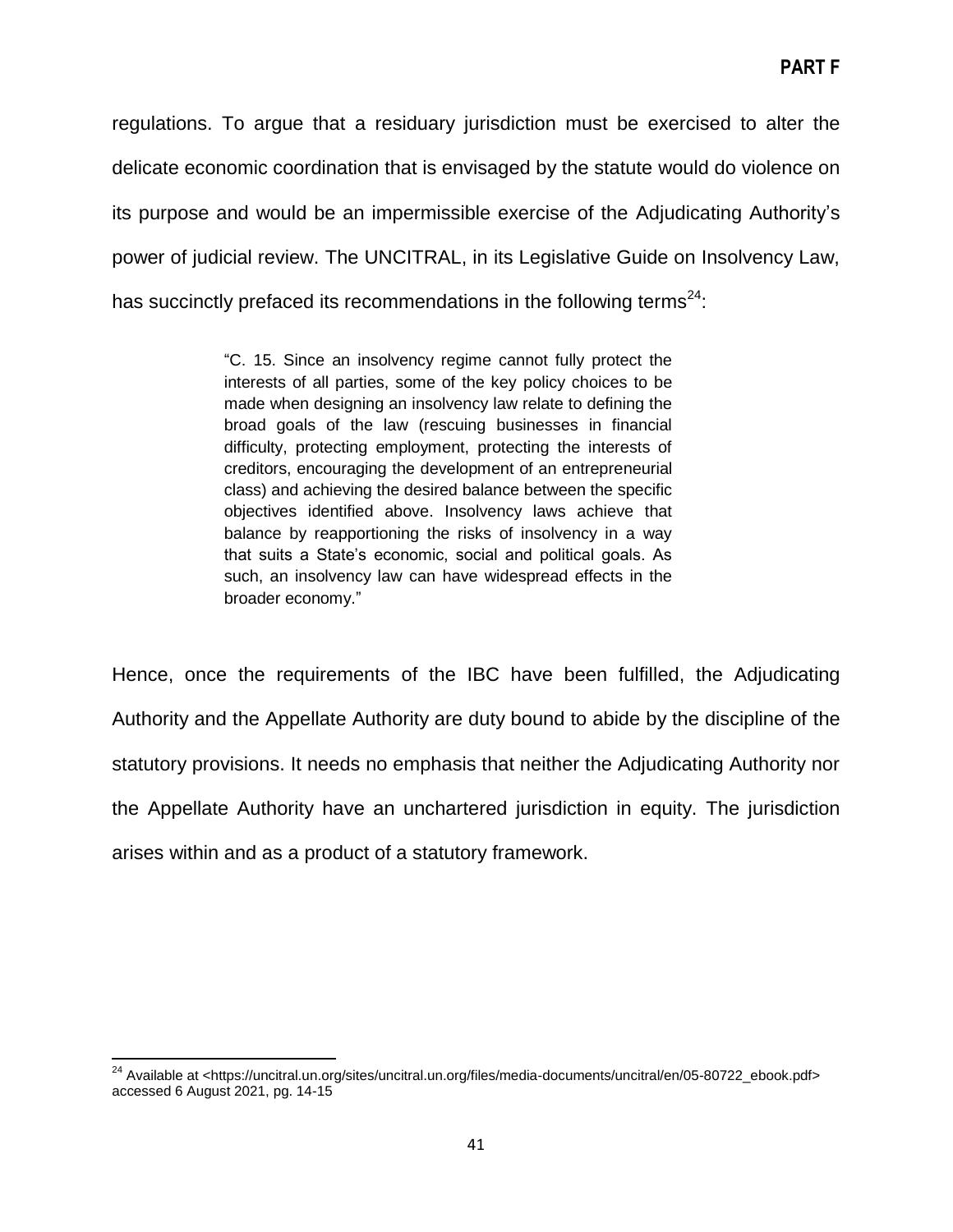regulations. To argue that a residuary jurisdiction must be exercised to alter the delicate economic coordination that is envisaged by the statute would do violence on its purpose and would be an impermissible exercise of the Adjudicating Authority's power of judicial review. The UNCITRAL, in its Legislative Guide on Insolvency Law, has succinctly prefaced its recommendations in the following terms[24]:

> "C. 15. Since an insolvency regime cannot fully protect the interests of all parties, some of the key policy choices to be made when designing an insolvency law relate to defining the broad goals of the law (rescuing businesses in financial difficulty, protecting employment, protecting the interests of creditors, encouraging the development of an entrepreneurial class) and achieving the desired balance between the specific objectives identified above. Insolvency laws achieve that balance by reapportioning the risks of insolvency in a way that suits a State's economic, social and political goals. As such, an insolvency law can have widespread effects in the broader economy."

Hence, once the requirements of the IBC have been fulfilled, the Adjudicating Authority and the Appellate Authority are duty bound to abide by the discipline of the statutory provisions. It needs no emphasis that neither the Adjudicating Authority nor the Appellate Authority have an unchartered jurisdiction in equity. The jurisdiction arises within and as a product of a statutory framework.

---

[24] Available at <https://uncitral.un.org/sites/uncitral.un.org/files/media-documents/uncitral/en/05-80722_ebook.pdf> accessed 6 August 2021, pg. 14-15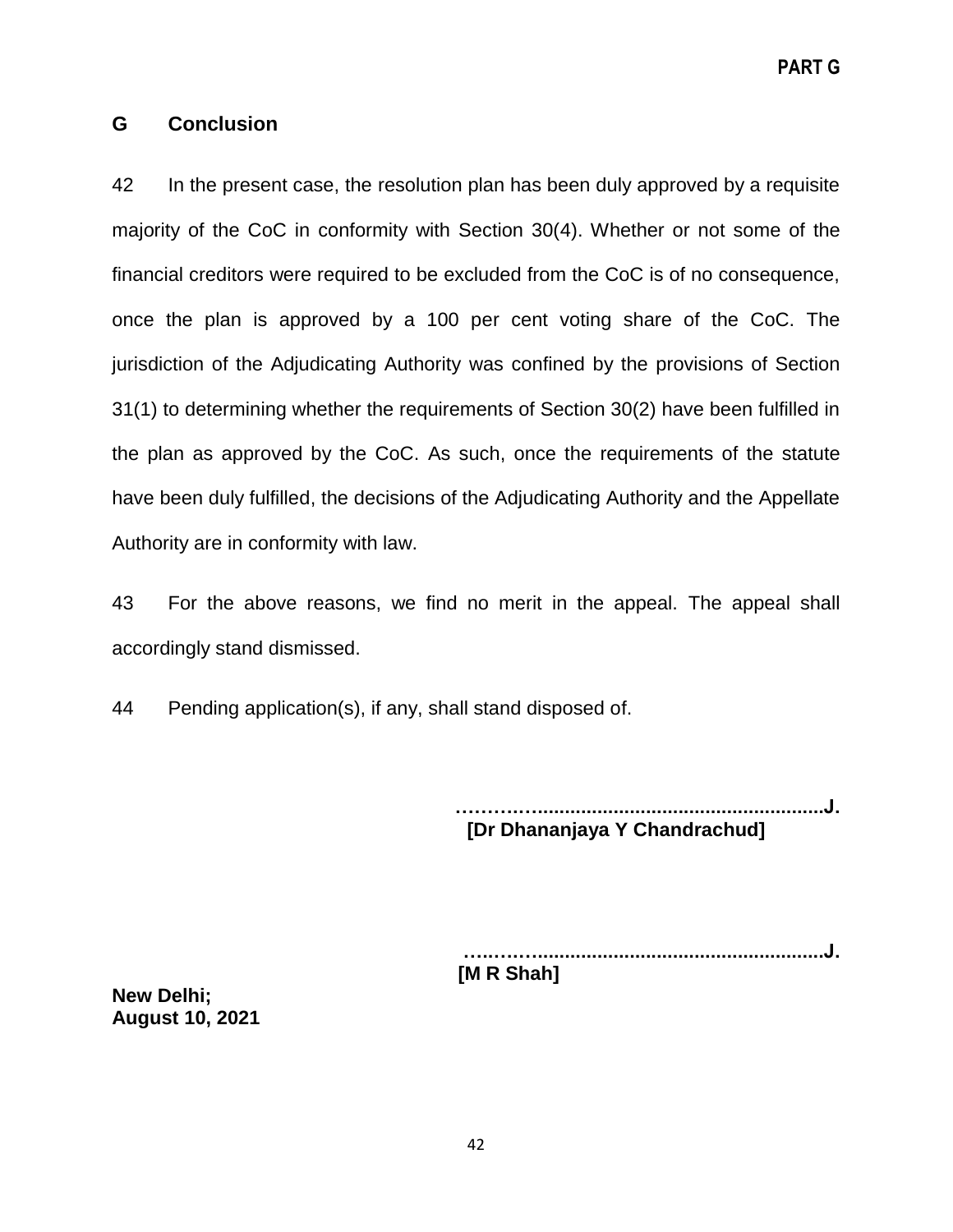## G Conclusion

42 In the present case, the resolution plan has been duly approved by a requisite majority of the CoC in conformity with Section 30(4). Whether or not some of the financial creditors were required to be excluded from the CoC is of no consequence, once the plan is approved by a 100 per cent voting share of the CoC. The jurisdiction of the Adjudicating Authority was confined by the provisions of Section 31(1) to determining whether the requirements of Section 30(2) have been fulfilled in the plan as approved by the CoC. As such, once the requirements of the statute have been duly fulfilled, the decisions of the Adjudicating Authority and the Appellate Authority are in conformity with law.

43 For the above reasons, we find no merit in the appeal. The appeal shall accordingly stand dismissed.

44 Pending application(s), if any, shall stand disposed of.

**……….....................................................J.**
**[Dr Dhananjaya Y Chandrachud]**

**…..……......................................................J.**
**[M R Shah]**

**New Delhi;**
**August 10, 2021**